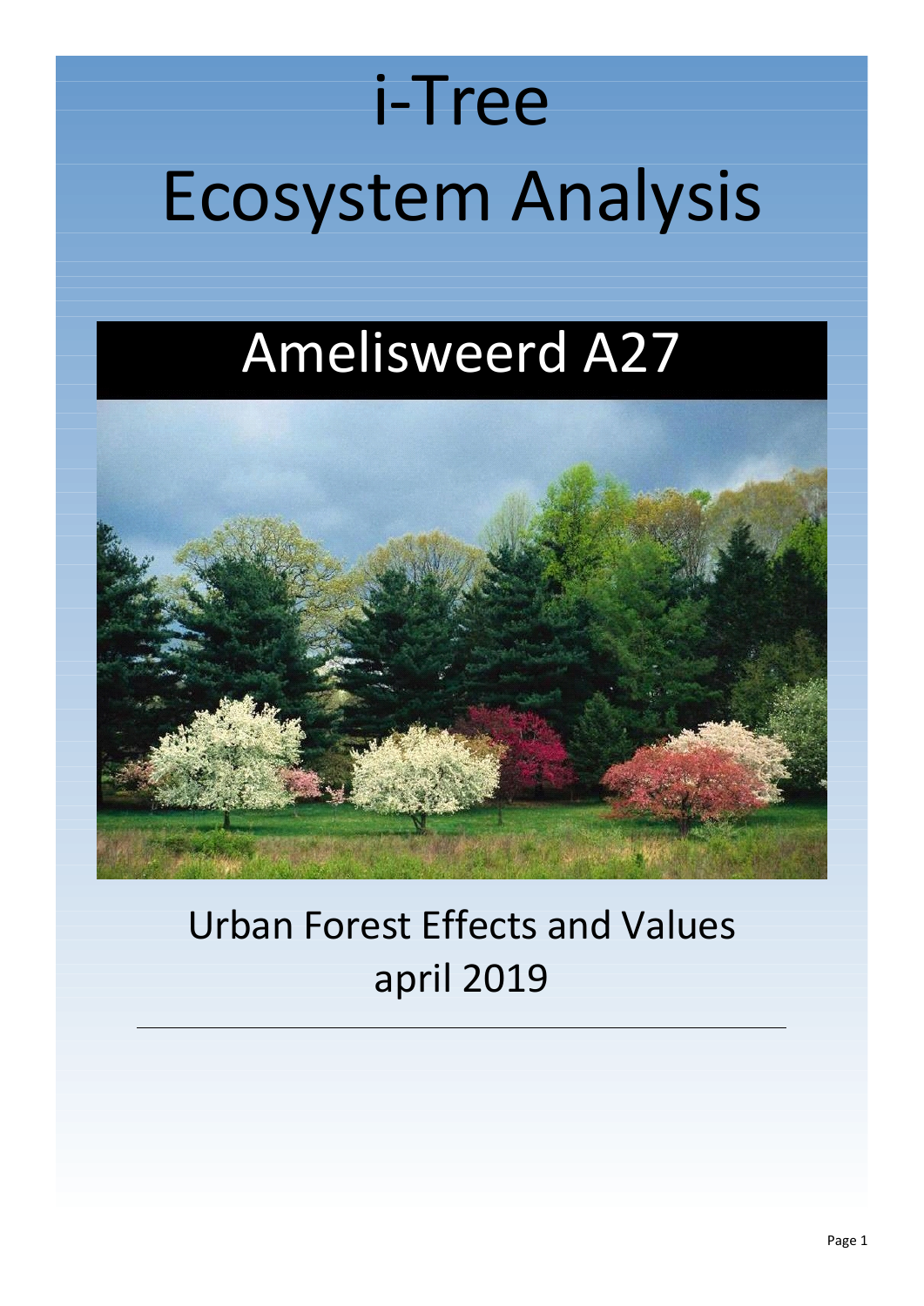# i-Tree Ecosystem Analysis

## Amelisweerd A27

Urban Forest Effects and Values
april 2019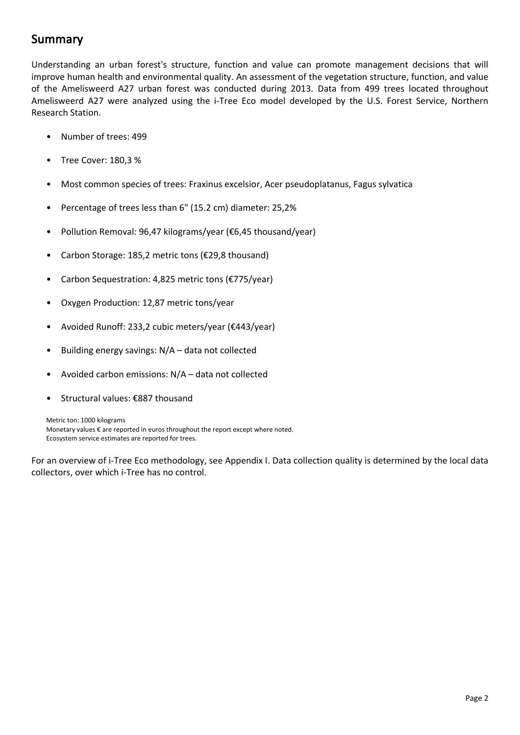## Summary

Understanding an urban forest's structure, function and value can promote management decisions that will improve human health and environmental quality. An assessment of the vegetation structure, function, and value of the Amelisweerd A27 urban forest was conducted during 2013. Data from 499 trees located throughout Amelisweerd A27 were analyzed using the i-Tree Eco model developed by the U.S. Forest Service, Northern Research Station.

- Number of trees: 499
- Tree Cover: 180,3 %
- Most common species of trees: Fraxinus excelsior, Acer pseudoplatanus, Fagus sylvatica
- Percentage of trees less than 6" (15.2 cm) diameter: 25,2%
- Pollution Removal: 96,47 kilograms/year (€6,45 thousand/year)
- Carbon Storage: 185,2 metric tons (€29,8 thousand)
- Carbon Sequestration: 4,825 metric tons (€775/year)
- Oxygen Production: 12,87 metric tons/year
- Avoided Runoff: 233,2 cubic meters/year (€443/year)
- Building energy savings: N/A – data not collected
- Avoided carbon emissions: N/A – data not collected
- Structural values: €887 thousand

Metric ton: 1000 kilograms
Monetary values € are reported in euros throughout the report except where noted.
Ecosystem service estimates are reported for trees.

For an overview of i-Tree Eco methodology, see Appendix I. Data collection quality is determined by the local data collectors, over which i-Tree has no control.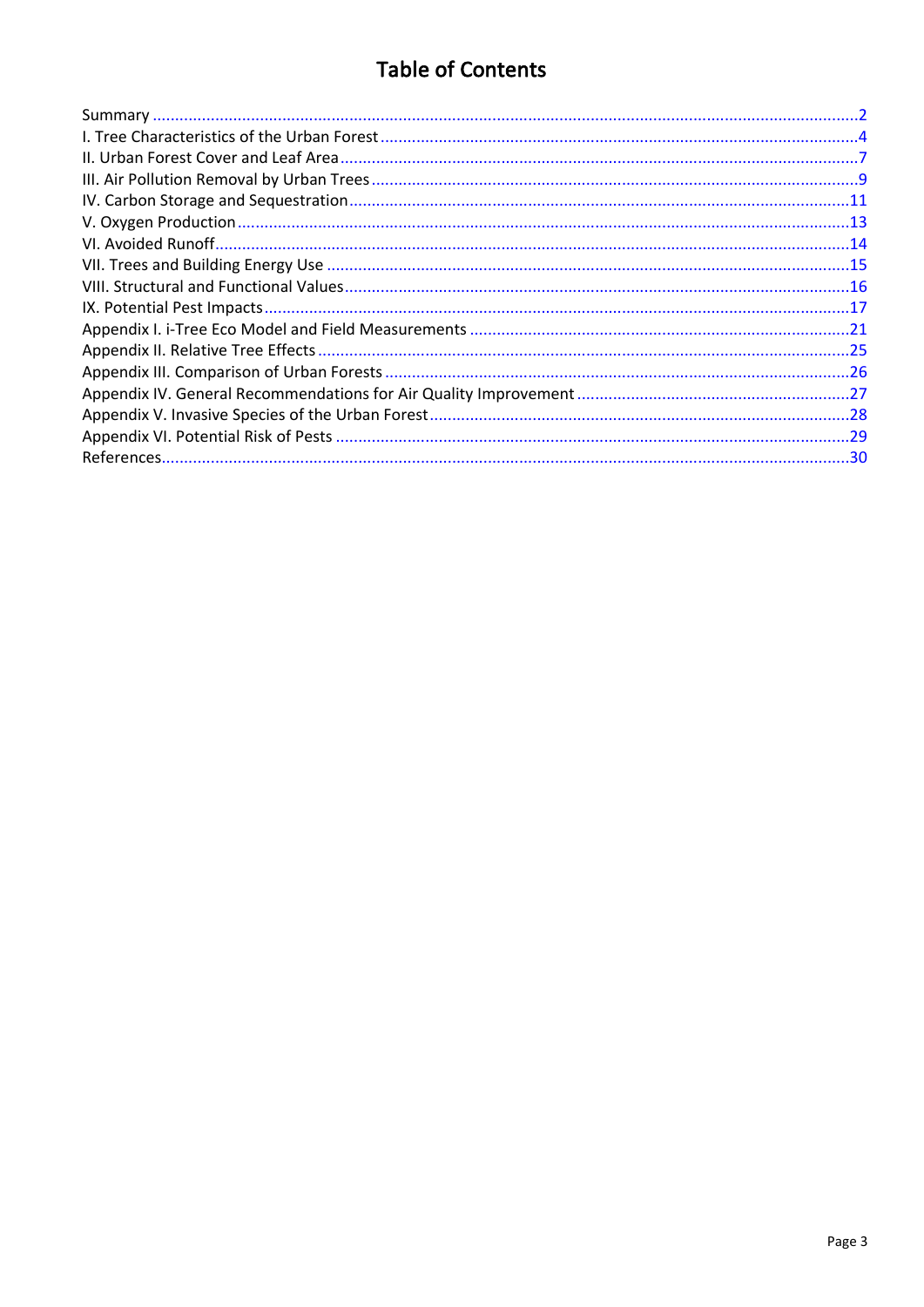# Table of Contents

Summary ....................................................................................................................................................2
I. Tree Characteristics of the Urban Forest ...............................................................................................4
II. Urban Forest Cover and Leaf Area ........................................................................................................7
III. Air Pollution Removal by Urban Trees ..................................................................................................9
IV. Carbon Storage and Sequestration .....................................................................................................11
V. Oxygen Production ...............................................................................................................................13
VI. Avoided Runoff ....................................................................................................................................14
VII. Trees and Building Energy Use ..........................................................................................................15
VIII. Structural and Functional Values .....................................................................................................16
IX. Potential Pest Impacts .........................................................................................................................17
Appendix I. i-Tree Eco Model and Field Measurements ..........................................................................21
Appendix II. Relative Tree Effects ............................................................................................................25
Appendix III. Comparison of Urban Forests .............................................................................................26
Appendix IV. General Recommendations for Air Quality Improvement ..................................................27
Appendix V. Invasive Species of the Urban Forest ..................................................................................28
Appendix VI. Potential Risk of Pests ........................................................................................................29
References ................................................................................................................................................30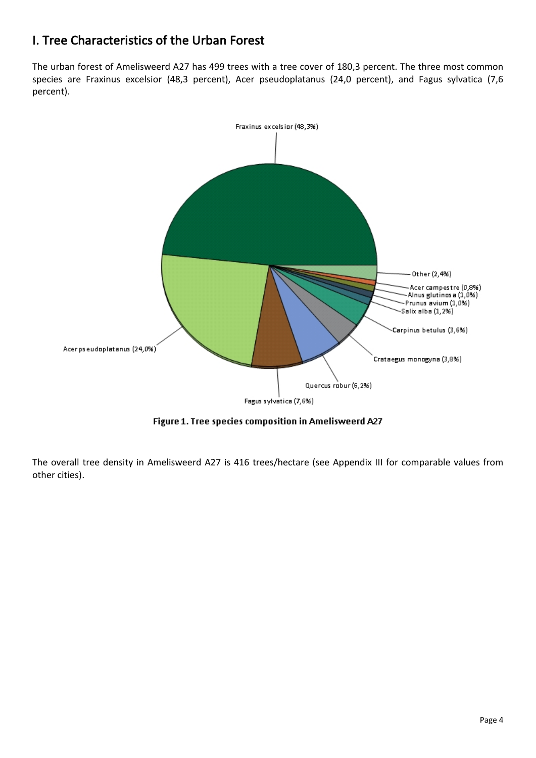## I. Tree Characteristics of the Urban Forest

The urban forest of Amelisweerd A27 has 499 trees with a tree cover of 180,3 percent. The three most common species are Fraxinus excelsior (48,3 percent), Acer pseudoplatanus (24,0 percent), and Fagus sylvatica (7,6 percent).

**Figure 1. Tree species composition in Amelisweerd A27**

The overall tree density in Amelisweerd A27 is 416 trees/hectare (see Appendix III for comparable values from other cities).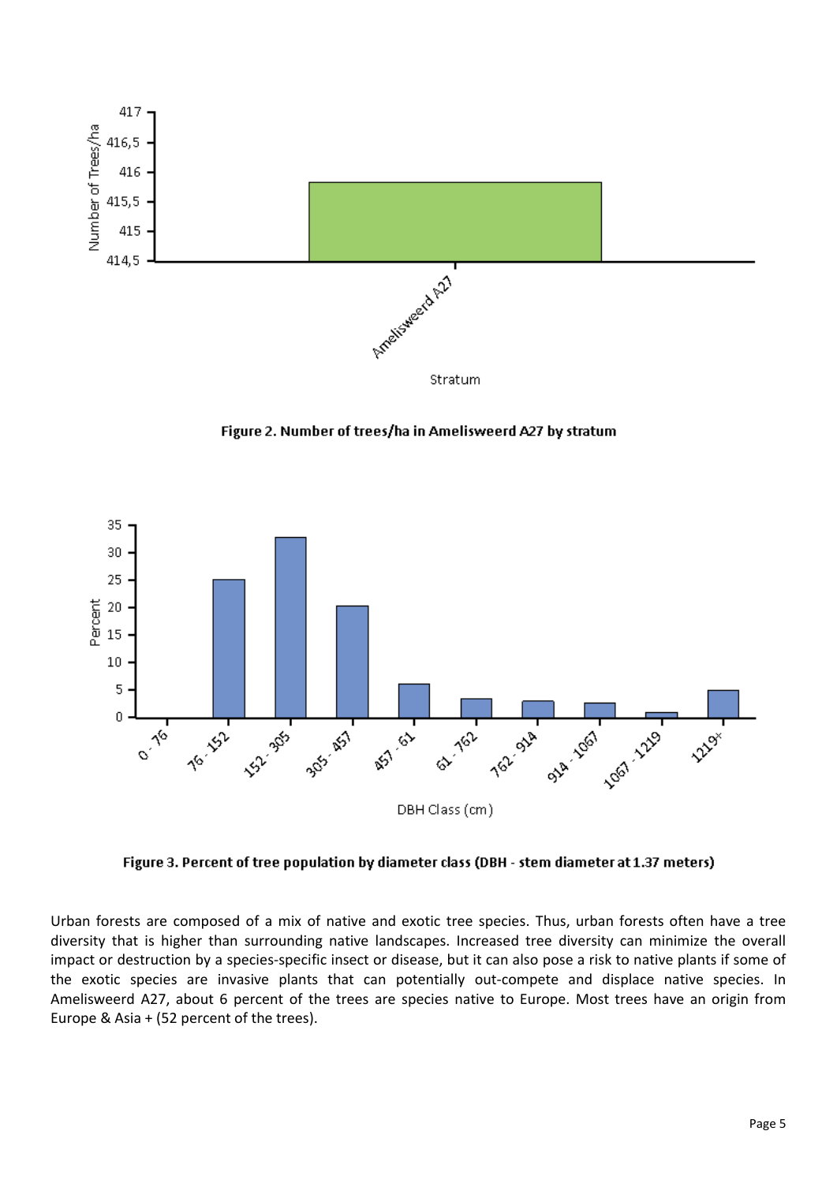Figure 2. Number of trees/ha in Amelisweerd A27 by stratum

Figure 3. Percent of tree population by diameter class (DBH - stem diameter at 1.37 meters)

Urban forests are composed of a mix of native and exotic tree species. Thus, urban forests often have a tree diversity that is higher than surrounding native landscapes. Increased tree diversity can minimize the overall impact or destruction by a species-specific insect or disease, but it can also pose a risk to native plants if some of the exotic species are invasive plants that can potentially out-compete and displace native species. In Amelisweerd A27, about 6 percent of the trees are species native to Europe. Most trees have an origin from Europe & Asia + (52 percent of the trees).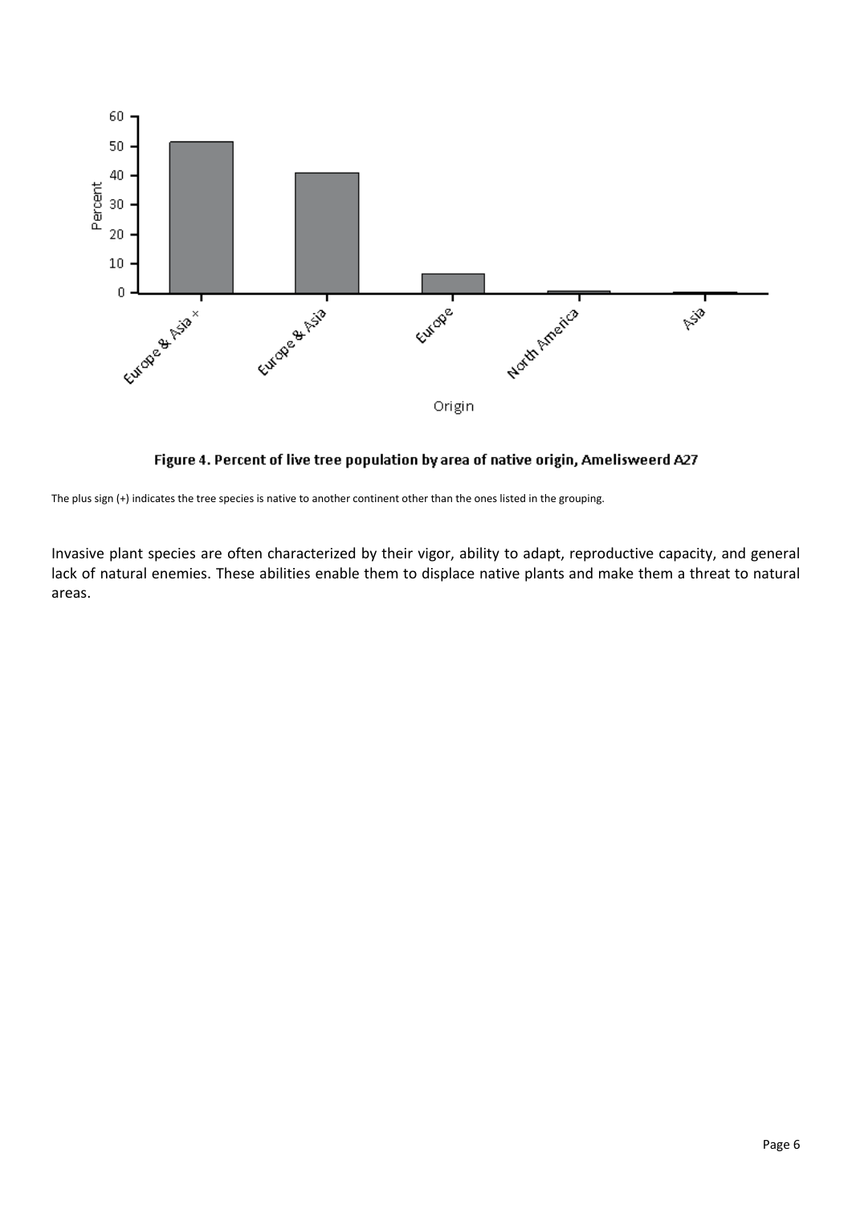**Figure 4. Percent of live tree population by area of native origin, Amelisweerd A27**

The plus sign (+) indicates the tree species is native to another continent other than the ones listed in the grouping.

Invasive plant species are often characterized by their vigor, ability to adapt, reproductive capacity, and general lack of natural enemies. These abilities enable them to displace native plants and make them a threat to natural areas.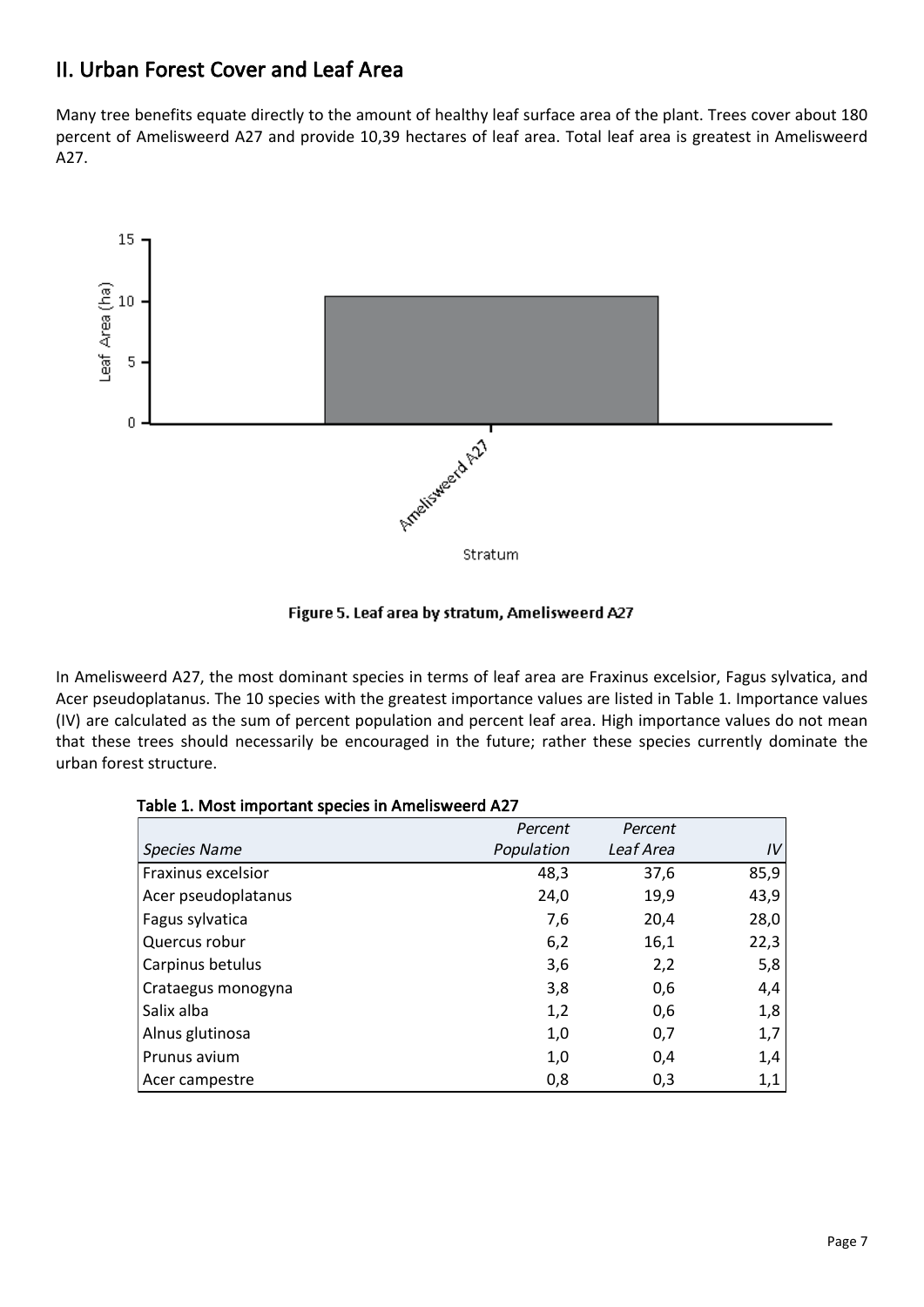## II. Urban Forest Cover and Leaf Area

Many tree benefits equate directly to the amount of healthy leaf surface area of the plant. Trees cover about 180 percent of Amelisweerd A27 and provide 10,39 hectares of leaf area. Total leaf area is greatest in Amelisweerd A27.

**Figure 5. Leaf area by stratum, Amelisweerd A27**

In Amelisweerd A27, the most dominant species in terms of leaf area are Fraxinus excelsior, Fagus sylvatica, and Acer pseudoplatanus. The 10 species with the greatest importance values are listed in Table 1. Importance values (IV) are calculated as the sum of percent population and percent leaf area. High importance values do not mean that these trees should necessarily be encouraged in the future; rather these species currently dominate the urban forest structure.

**Table 1. Most important species in Amelisweerd A27**

| *Species Name* | *Percent Population* | *Percent Leaf Area* | *IV* |
|---|---|---|---|
| Fraxinus excelsior | 48,3 | 37,6 | 85,9 |
| Acer pseudoplatanus | 24,0 | 19,9 | 43,9 |
| Fagus sylvatica | 7,6 | 20,4 | 28,0 |
| Quercus robur | 6,2 | 16,1 | 22,3 |
| Carpinus betulus | 3,6 | 2,2 | 5,8 |
| Crataegus monogyna | 3,8 | 0,6 | 4,4 |
| Salix alba | 1,2 | 0,6 | 1,8 |
| Alnus glutinosa | 1,0 | 0,7 | 1,7 |
| Prunus avium | 1,0 | 0,4 | 1,4 |
| Acer campestre | 0,8 | 0,3 | 1,1 |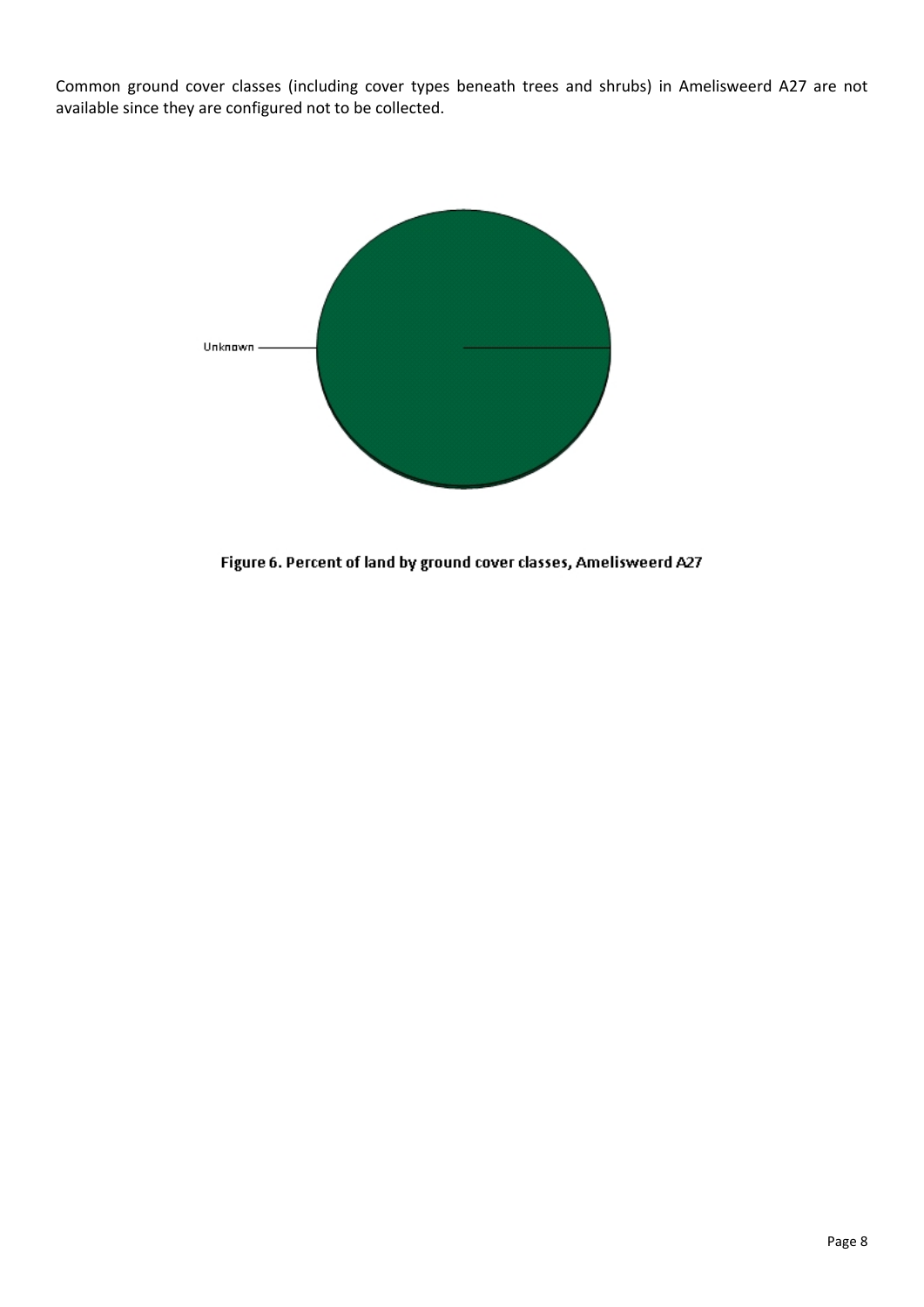Common ground cover classes (including cover types beneath trees and shrubs) in Amelisweerd A27 are not available since they are configured not to be collected.

Unknown

Figure 6. Percent of land by ground cover classes, Amelisweerd A27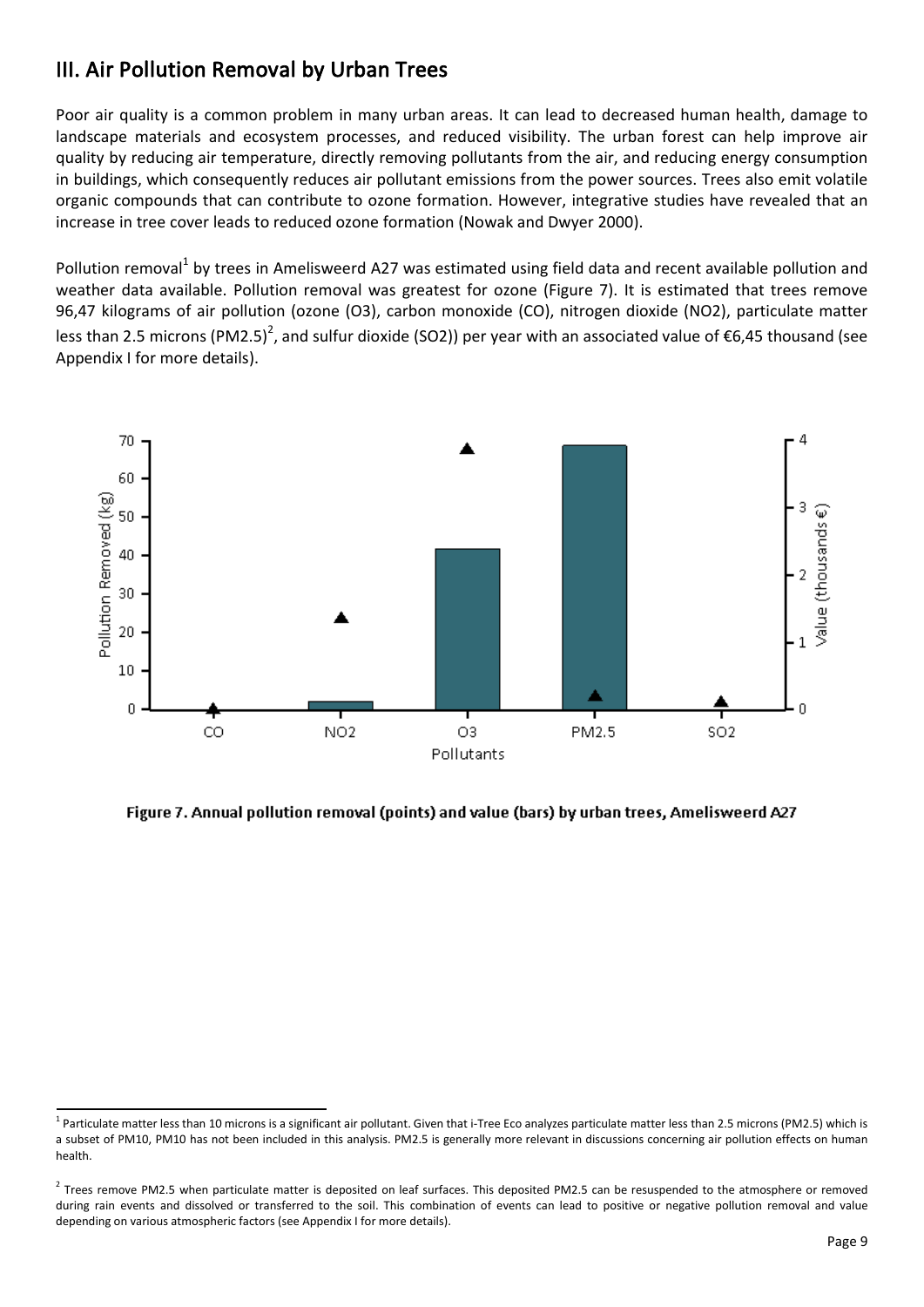## III. Air Pollution Removal by Urban Trees

Poor air quality is a common problem in many urban areas. It can lead to decreased human health, damage to landscape materials and ecosystem processes, and reduced visibility. The urban forest can help improve air quality by reducing air temperature, directly removing pollutants from the air, and reducing energy consumption in buildings, which consequently reduces air pollutant emissions from the power sources. Trees also emit volatile organic compounds that can contribute to ozone formation. However, integrative studies have revealed that an increase in tree cover leads to reduced ozone formation (Nowak and Dwyer 2000).

Pollution removal[1] by trees in Amelisweerd A27 was estimated using field data and recent available pollution and weather data available. Pollution removal was greatest for ozone (Figure 7). It is estimated that trees remove 96,47 kilograms of air pollution (ozone (O3), carbon monoxide (CO), nitrogen dioxide (NO2), particulate matter less than 2.5 microns (PM2.5)[2], and sulfur dioxide (SO2)) per year with an associated value of €6,45 thousand (see Appendix I for more details).

**Figure 7. Annual pollution removal (points) and value (bars) by urban trees, Amelisweerd A27**

[1] Particulate matter less than 10 microns is a significant air pollutant. Given that i-Tree Eco analyzes particulate matter less than 2.5 microns (PM2.5) which is a subset of PM10, PM10 has not been included in this analysis. PM2.5 is generally more relevant in discussions concerning air pollution effects on human health.

[2] Trees remove PM2.5 when particulate matter is deposited on leaf surfaces. This deposited PM2.5 can be resuspended to the atmosphere or removed during rain events and dissolved or transferred to the soil. This combination of events can lead to positive or negative pollution removal and value depending on various atmospheric factors (see Appendix I for more details).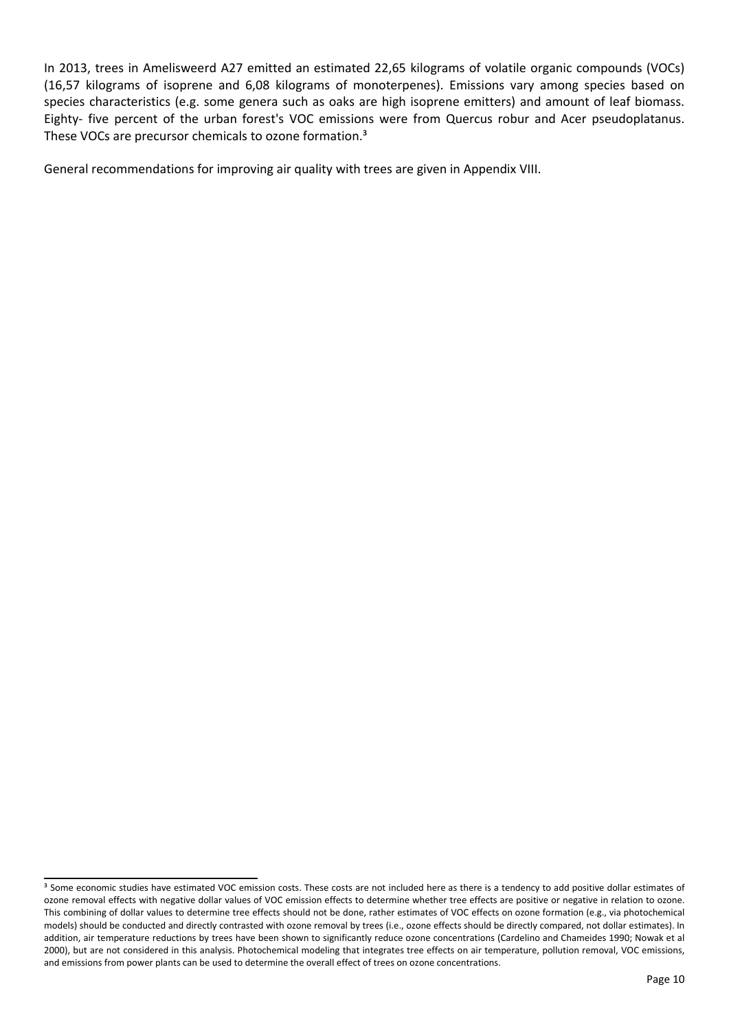In 2013, trees in Amelisweerd A27 emitted an estimated 22,65 kilograms of volatile organic compounds (VOCs) (16,57 kilograms of isoprene and 6,08 kilograms of monoterpenes). Emissions vary among species based on species characteristics (e.g. some genera such as oaks are high isoprene emitters) and amount of leaf biomass. Eighty- five percent of the urban forest's VOC emissions were from Quercus robur and Acer pseudoplatanus. These VOCs are precursor chemicals to ozone formation.[3]

General recommendations for improving air quality with trees are given in Appendix VIII.

---

[3] Some economic studies have estimated VOC emission costs. These costs are not included here as there is a tendency to add positive dollar estimates of ozone removal effects with negative dollar values of VOC emission effects to determine whether tree effects are positive or negative in relation to ozone. This combining of dollar values to determine tree effects should not be done, rather estimates of VOC effects on ozone formation (e.g., via photochemical models) should be conducted and directly contrasted with ozone removal by trees (i.e., ozone effects should be directly compared, not dollar estimates). In addition, air temperature reductions by trees have been shown to significantly reduce ozone concentrations (Cardelino and Chameides 1990; Nowak et al 2000), but are not considered in this analysis. Photochemical modeling that integrates tree effects on air temperature, pollution removal, VOC emissions, and emissions from power plants can be used to determine the overall effect of trees on ozone concentrations.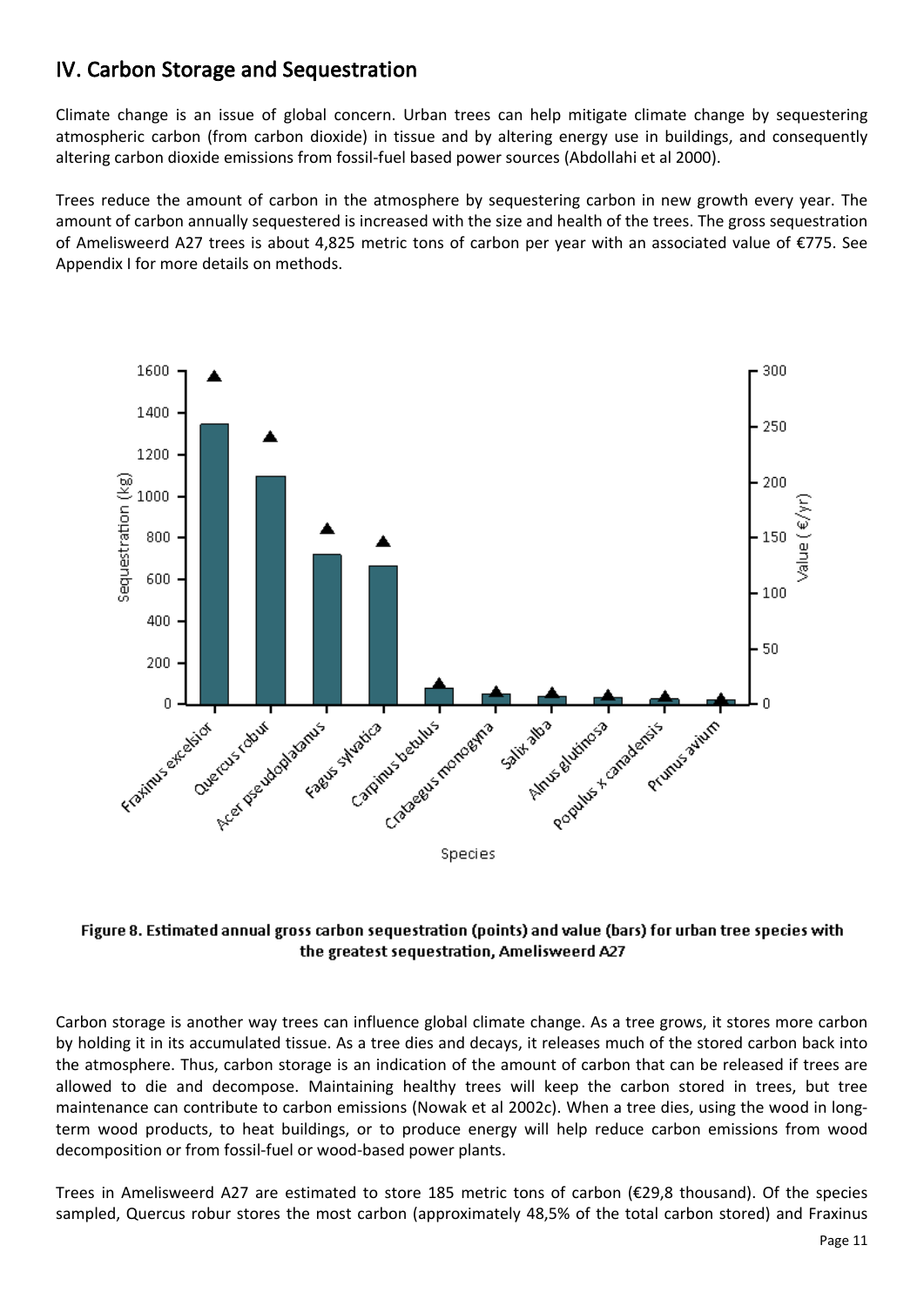## IV. Carbon Storage and Sequestration

Climate change is an issue of global concern. Urban trees can help mitigate climate change by sequestering atmospheric carbon (from carbon dioxide) in tissue and by altering energy use in buildings, and consequently altering carbon dioxide emissions from fossil-fuel based power sources (Abdollahi et al 2000).

Trees reduce the amount of carbon in the atmosphere by sequestering carbon in new growth every year. The amount of carbon annually sequestered is increased with the size and health of the trees. The gross sequestration of Amelisweerd A27 trees is about 4,825 metric tons of carbon per year with an associated value of €775. See Appendix I for more details on methods.

**Figure 8. Estimated annual gross carbon sequestration (points) and value (bars) for urban tree species with the greatest sequestration, Amelisweerd A27**

Carbon storage is another way trees can influence global climate change. As a tree grows, it stores more carbon by holding it in its accumulated tissue. As a tree dies and decays, it releases much of the stored carbon back into the atmosphere. Thus, carbon storage is an indication of the amount of carbon that can be released if trees are allowed to die and decompose. Maintaining healthy trees will keep the carbon stored in trees, but tree maintenance can contribute to carbon emissions (Nowak et al 2002c). When a tree dies, using the wood in long-term wood products, to heat buildings, or to produce energy will help reduce carbon emissions from wood decomposition or from fossil-fuel or wood-based power plants.

Trees in Amelisweerd A27 are estimated to store 185 metric tons of carbon (€29,8 thousand). Of the species sampled, Quercus robur stores the most carbon (approximately 48,5% of the total carbon stored) and Fraxinus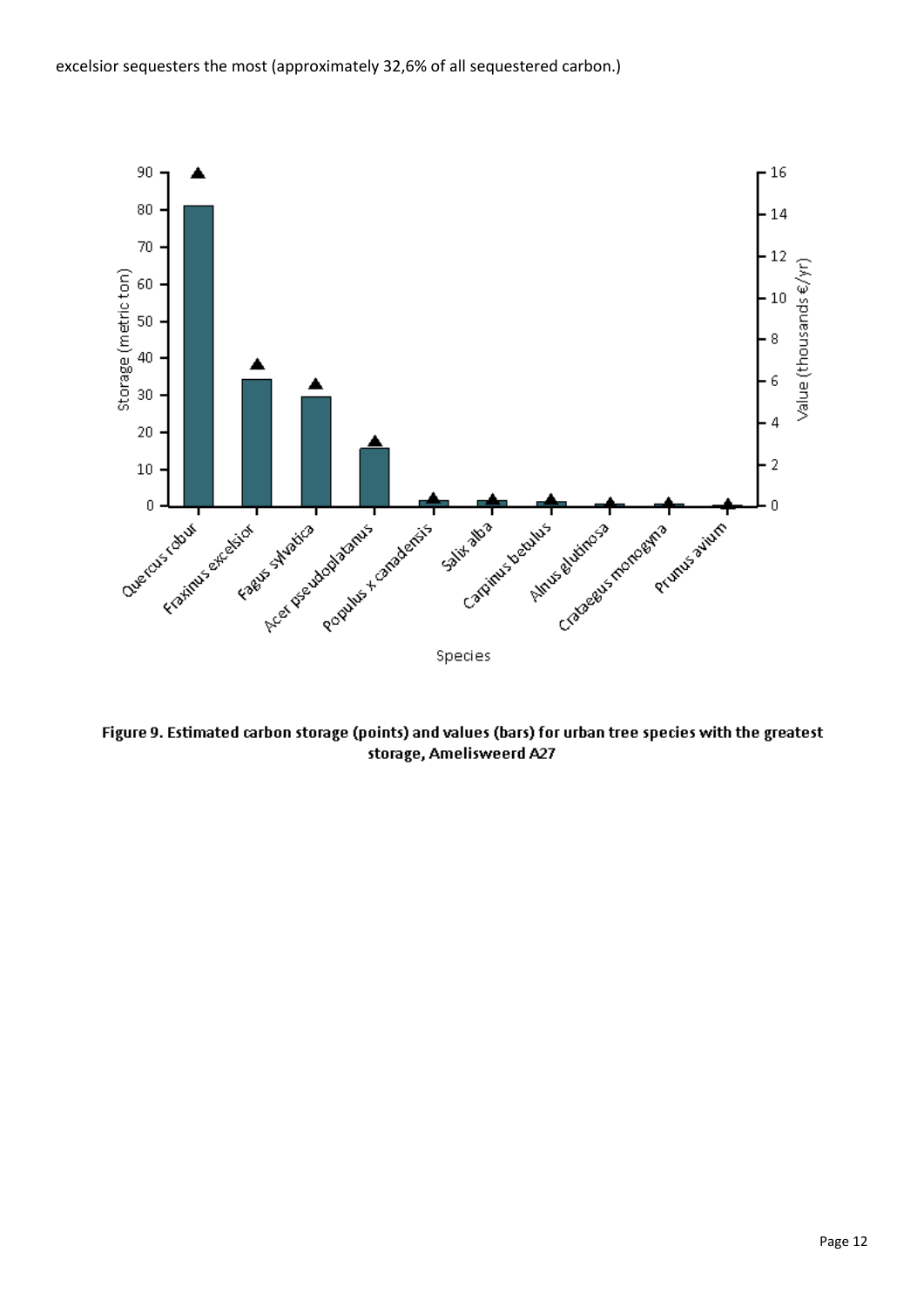excelsior sequesters the most (approximately 32,6% of all sequestered carbon.)

**Figure 9. Estimated carbon storage (points) and values (bars) for urban tree species with the greatest storage, Amelisweerd A27**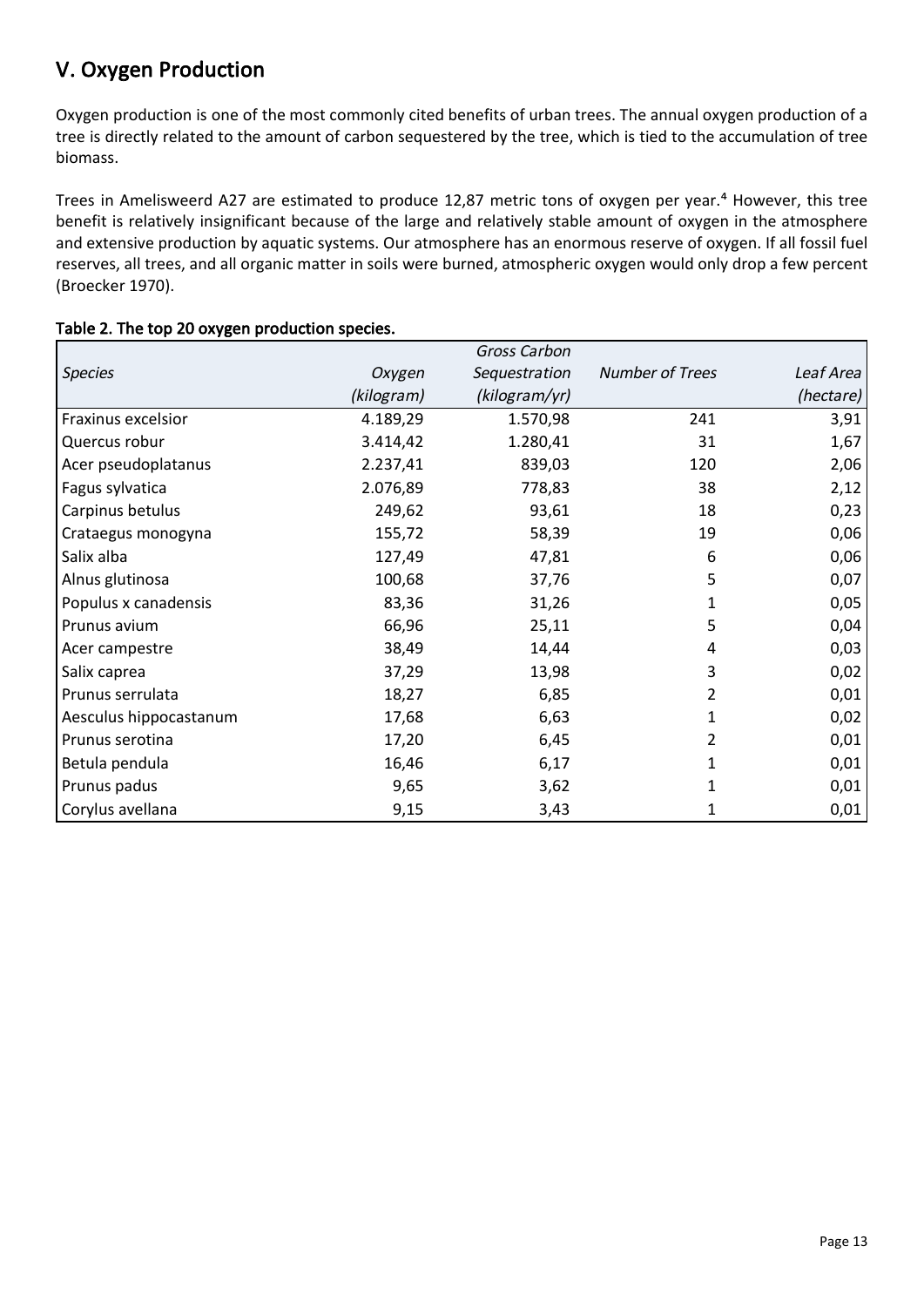## V. Oxygen Production

Oxygen production is one of the most commonly cited benefits of urban trees. The annual oxygen production of a tree is directly related to the amount of carbon sequestered by the tree, which is tied to the accumulation of tree biomass.

Trees in Amelisweerd A27 are estimated to produce 12,87 metric tons of oxygen per year.[4] However, this tree benefit is relatively insignificant because of the large and relatively stable amount of oxygen in the atmosphere and extensive production by aquatic systems. Our atmosphere has an enormous reserve of oxygen. If all fossil fuel reserves, all trees, and all organic matter in soils were burned, atmospheric oxygen would only drop a few percent (Broecker 1970).

**Table 2. The top 20 oxygen production species.**

| *Species* | *Oxygen (kilogram)* | *Gross Carbon Sequestration (kilogram/yr)* | *Number of Trees* | *Leaf Area (hectare)* |
|---|---|---|---|---|
| Fraxinus excelsior | 4.189,29 | 1.570,98 | 241 | 3,91 |
| Quercus robur | 3.414,42 | 1.280,41 | 31 | 1,67 |
| Acer pseudoplatanus | 2.237,41 | 839,03 | 120 | 2,06 |
| Fagus sylvatica | 2.076,89 | 778,83 | 38 | 2,12 |
| Carpinus betulus | 249,62 | 93,61 | 18 | 0,23 |
| Crataegus monogyna | 155,72 | 58,39 | 19 | 0,06 |
| Salix alba | 127,49 | 47,81 | 6 | 0,06 |
| Alnus glutinosa | 100,68 | 37,76 | 5 | 0,07 |
| Populus x canadensis | 83,36 | 31,26 | 1 | 0,05 |
| Prunus avium | 66,96 | 25,11 | 5 | 0,04 |
| Acer campestre | 38,49 | 14,44 | 4 | 0,03 |
| Salix caprea | 37,29 | 13,98 | 3 | 0,02 |
| Prunus serrulata | 18,27 | 6,85 | 2 | 0,01 |
| Aesculus hippocastanum | 17,68 | 6,63 | 1 | 0,02 |
| Prunus serotina | 17,20 | 6,45 | 2 | 0,01 |
| Betula pendula | 16,46 | 6,17 | 1 | 0,01 |
| Prunus padus | 9,65 | 3,62 | 1 | 0,01 |
| Corylus avellana | 9,15 | 3,43 | 1 | 0,01 |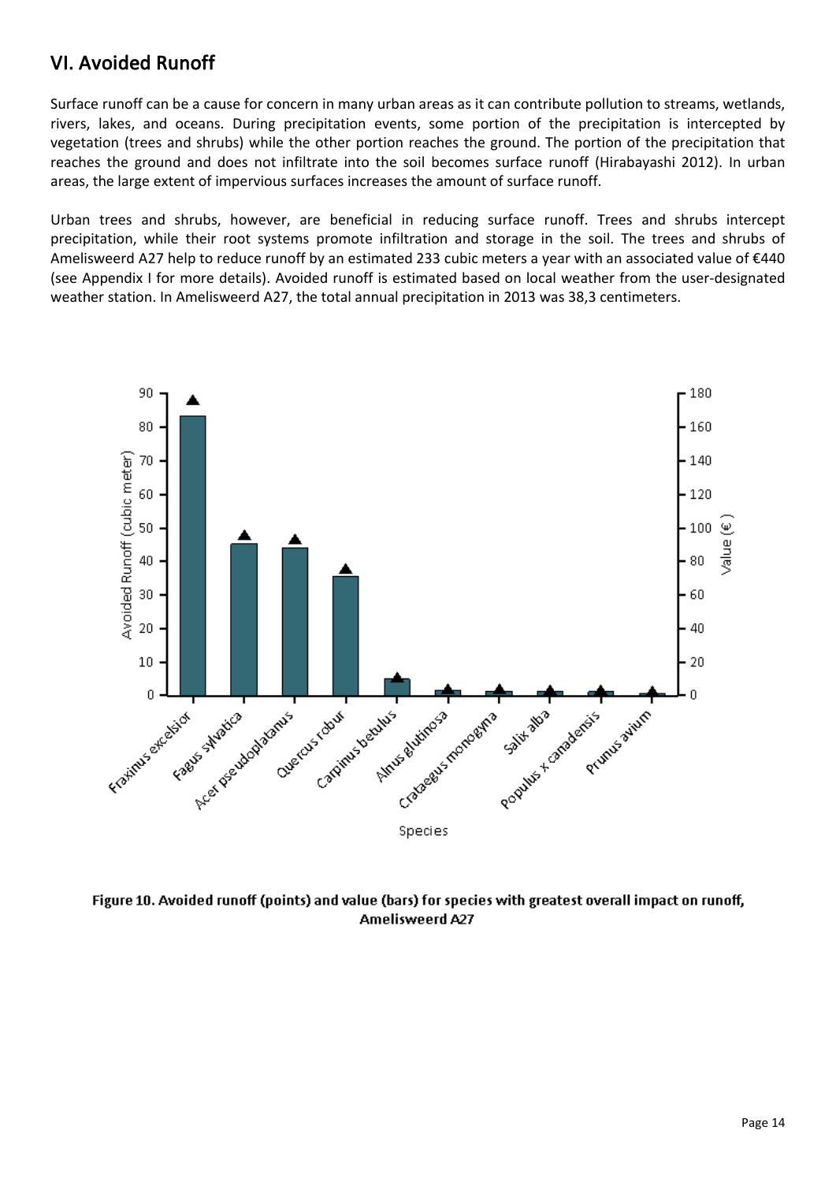## VI. Avoided Runoff

Surface runoff can be a cause for concern in many urban areas as it can contribute pollution to streams, wetlands, rivers, lakes, and oceans. During precipitation events, some portion of the precipitation is intercepted by vegetation (trees and shrubs) while the other portion reaches the ground. The portion of the precipitation that reaches the ground and does not infiltrate into the soil becomes surface runoff (Hirabayashi 2012). In urban areas, the large extent of impervious surfaces increases the amount of surface runoff.

Urban trees and shrubs, however, are beneficial in reducing surface runoff. Trees and shrubs intercept precipitation, while their root systems promote infiltration and storage in the soil. The trees and shrubs of Amelisweerd A27 help to reduce runoff by an estimated 233 cubic meters a year with an associated value of €440 (see Appendix I for more details). Avoided runoff is estimated based on local weather from the user-designated weather station. In Amelisweerd A27, the total annual precipitation in 2013 was 38,3 centimeters.

**Figure 10. Avoided runoff (points) and value (bars) for species with greatest overall impact on runoff, Amelisweerd A27**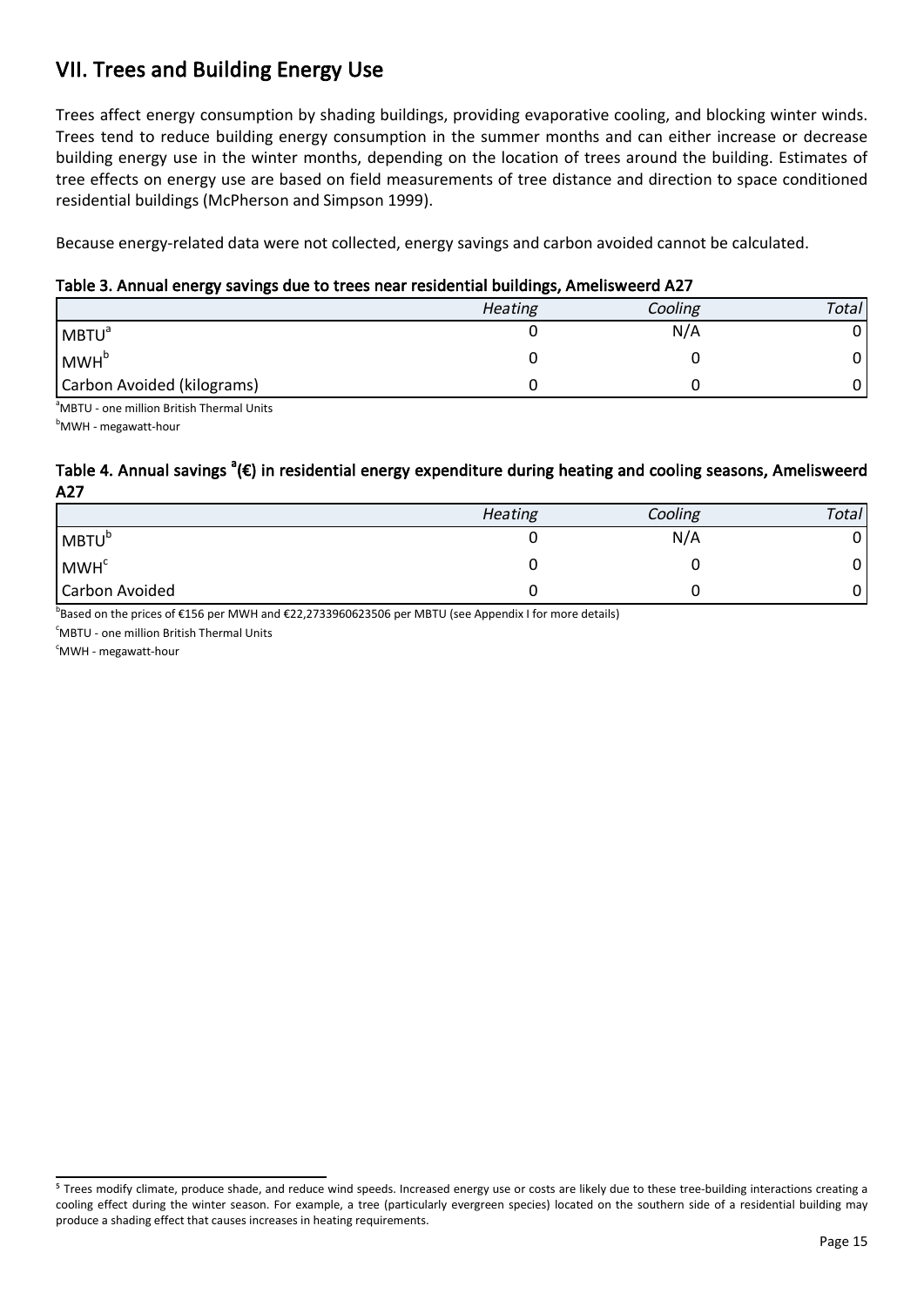## VII. Trees and Building Energy Use

Trees affect energy consumption by shading buildings, providing evaporative cooling, and blocking winter winds. Trees tend to reduce building energy consumption in the summer months and can either increase or decrease building energy use in the winter months, depending on the location of trees around the building. Estimates of tree effects on energy use are based on field measurements of tree distance and direction to space conditioned residential buildings (McPherson and Simpson 1999).

Because energy-related data were not collected, energy savings and carbon avoided cannot be calculated.

**Table 3. Annual energy savings due to trees near residential buildings, Amelisweerd A27**

| | *Heating* | *Cooling* | *Total* |
|---|---|---|---|
| MBTU[a] | 0 | N/A | 0 |
| MWH[b] | 0 | 0 | 0 |
| Carbon Avoided (kilograms) | 0 | 0 | 0 |

[a]MBTU - one million British Thermal Units

[b]MWH - megawatt-hour

**Table 4. Annual savings [a](€) in residential energy expenditure during heating and cooling seasons, Amelisweerd A27**

| | *Heating* | *Cooling* | *Total* |
|---|---|---|---|
| MBTU[b] | 0 | N/A | 0 |
| MWH[c] | 0 | 0 | 0 |
| Carbon Avoided | 0 | 0 | 0 |

[b]Based on the prices of €156 per MWH and €22,2733960623506 per MBTU (see Appendix I for more details)

[c]MBTU - one million British Thermal Units

[c]MWH - megawatt-hour

---

[5] Trees modify climate, produce shade, and reduce wind speeds. Increased energy use or costs are likely due to these tree-building interactions creating a cooling effect during the winter season. For example, a tree (particularly evergreen species) located on the southern side of a residential building may produce a shading effect that causes increases in heating requirements.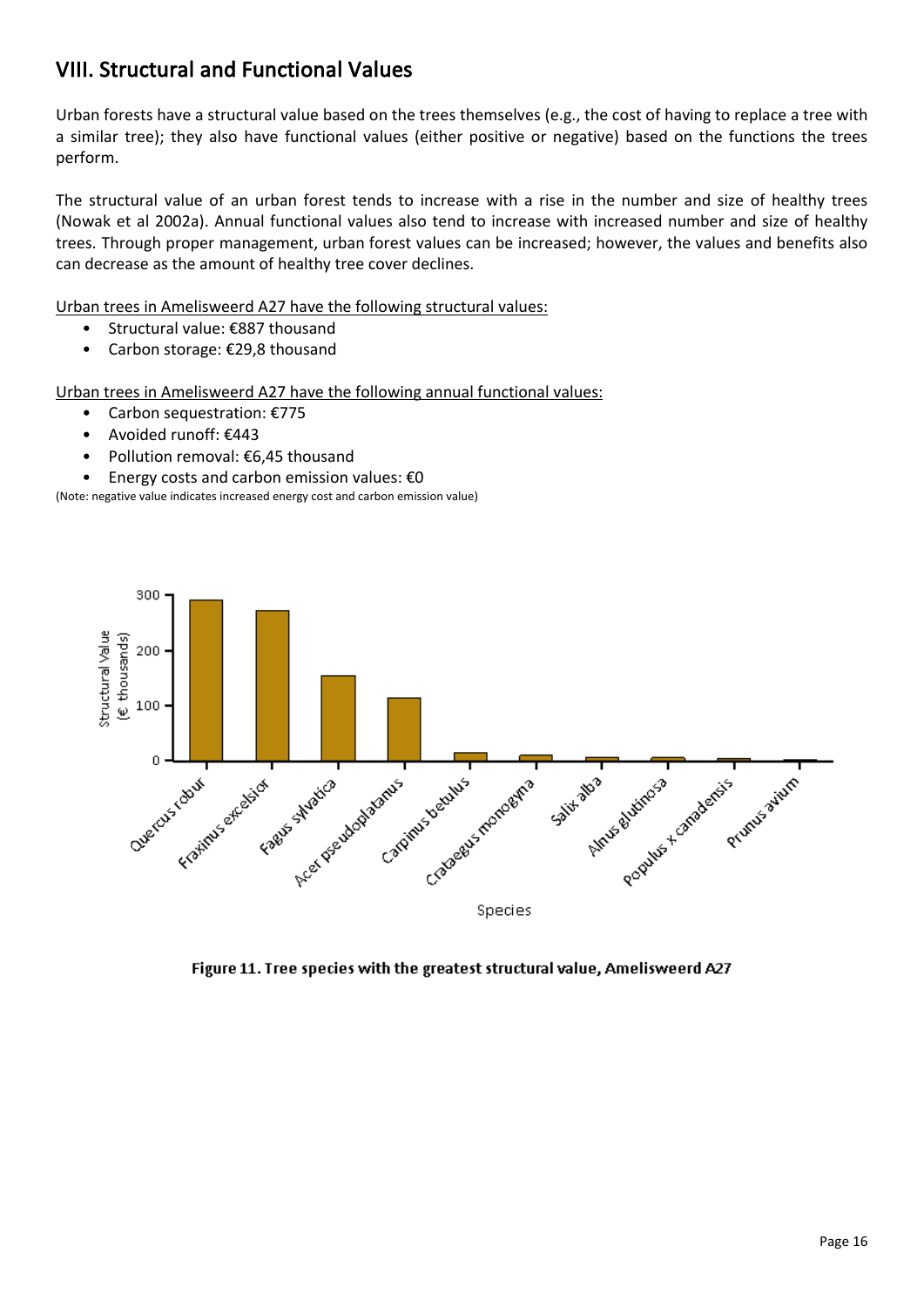## VIII. Structural and Functional Values

Urban forests have a structural value based on the trees themselves (e.g., the cost of having to replace a tree with a similar tree); they also have functional values (either positive or negative) based on the functions the trees perform.

The structural value of an urban forest tends to increase with a rise in the number and size of healthy trees (Nowak et al 2002a). Annual functional values also tend to increase with increased number and size of healthy trees. Through proper management, urban forest values can be increased; however, the values and benefits also can decrease as the amount of healthy tree cover declines.

Urban trees in Amelisweerd A27 have the following structural values:

- Structural value: €887 thousand
- Carbon storage: €29,8 thousand

Urban trees in Amelisweerd A27 have the following annual functional values:

- Carbon sequestration: €775
- Avoided runoff: €443
- Pollution removal: €6,45 thousand
- Energy costs and carbon emission values: €0

(Note: negative value indicates increased energy cost and carbon emission value)

**Figure 11. Tree species with the greatest structural value, Amelisweerd A27**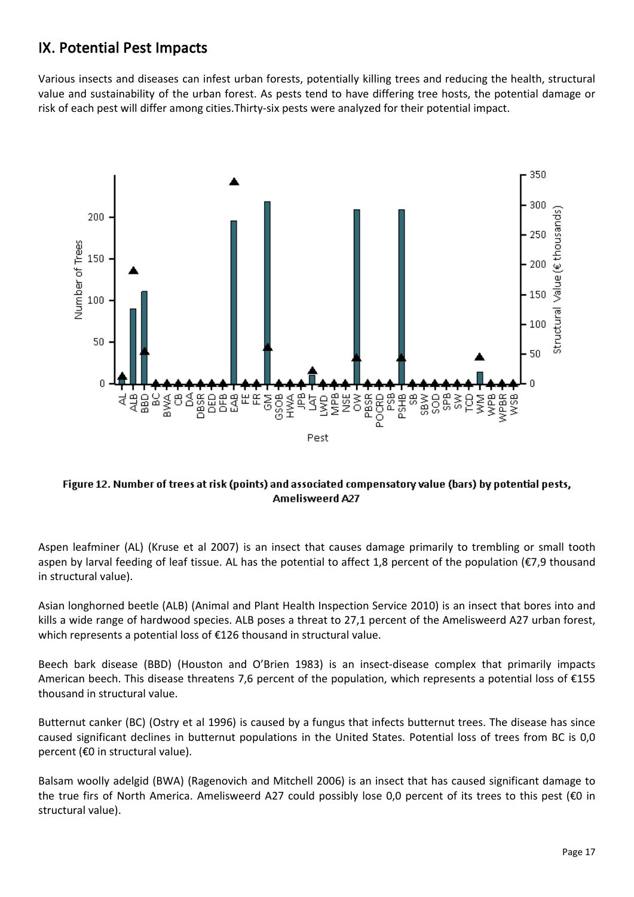## IX. Potential Pest Impacts

Various insects and diseases can infest urban forests, potentially killing trees and reducing the health, structural value and sustainability of the urban forest. As pests tend to have differing tree hosts, the potential damage or risk of each pest will differ among cities.Thirty-six pests were analyzed for their potential impact.

**Figure 12. Number of trees at risk (points) and associated compensatory value (bars) by potential pests, Amelisweerd A27**

Aspen leafminer (AL) (Kruse et al 2007) is an insect that causes damage primarily to trembling or small tooth aspen by larval feeding of leaf tissue. AL has the potential to affect 1,8 percent of the population (€7,9 thousand in structural value).

Asian longhorned beetle (ALB) (Animal and Plant Health Inspection Service 2010) is an insect that bores into and kills a wide range of hardwood species. ALB poses a threat to 27,1 percent of the Amelisweerd A27 urban forest, which represents a potential loss of €126 thousand in structural value.

Beech bark disease (BBD) (Houston and O'Brien 1983) is an insect-disease complex that primarily impacts American beech. This disease threatens 7,6 percent of the population, which represents a potential loss of €155 thousand in structural value.

Butternut canker (BC) (Ostry et al 1996) is caused by a fungus that infects butternut trees. The disease has since caused significant declines in butternut populations in the United States. Potential loss of trees from BC is 0,0 percent (€0 in structural value).

Balsam woolly adelgid (BWA) (Ragenovich and Mitchell 2006) is an insect that has caused significant damage to the true firs of North America. Amelisweerd A27 could possibly lose 0,0 percent of its trees to this pest (€0 in structural value).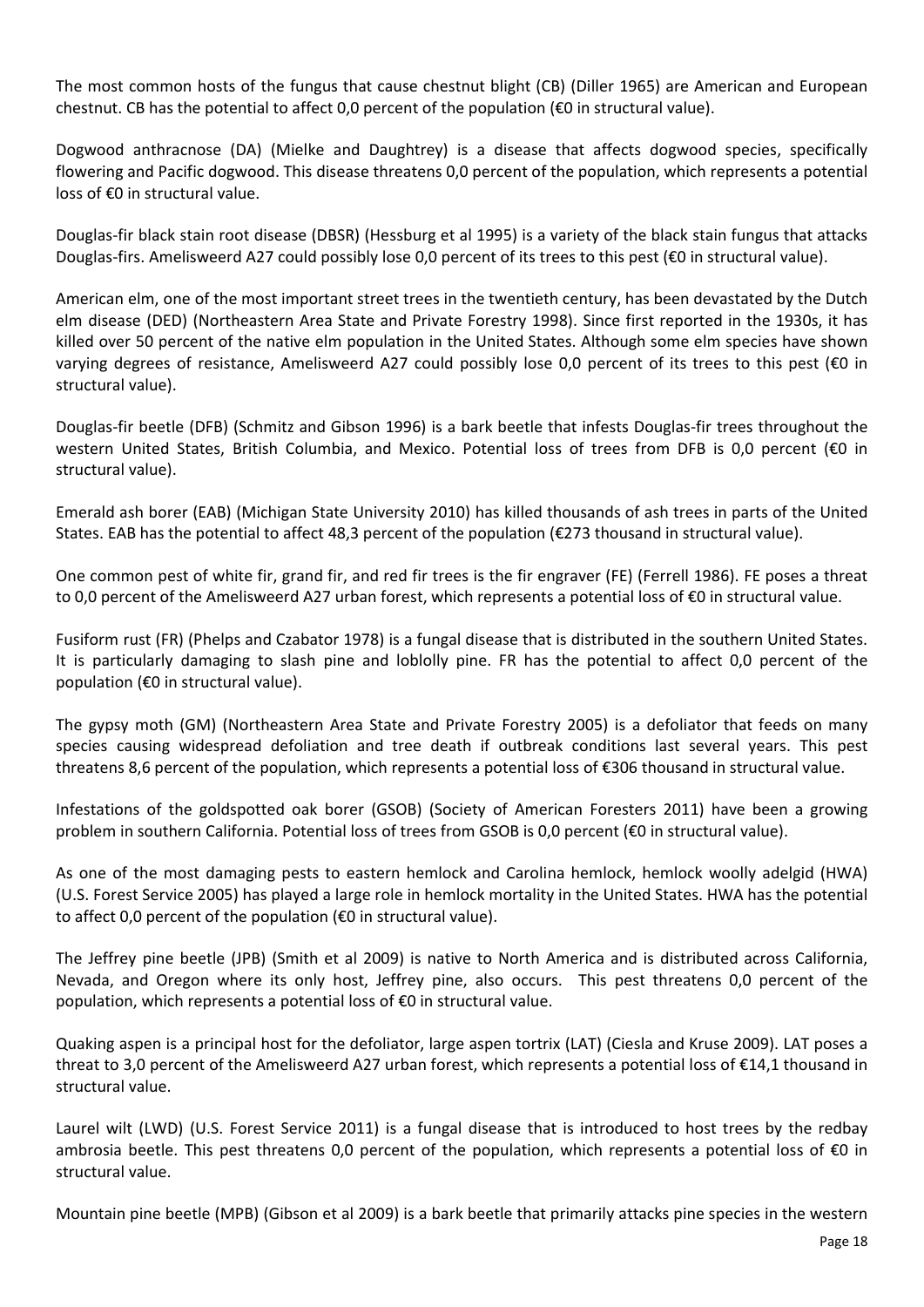The most common hosts of the fungus that cause chestnut blight (CB) (Diller 1965) are American and European chestnut. CB has the potential to affect 0,0 percent of the population (€0 in structural value).

Dogwood anthracnose (DA) (Mielke and Daughtrey) is a disease that affects dogwood species, specifically flowering and Pacific dogwood. This disease threatens 0,0 percent of the population, which represents a potential loss of €0 in structural value.

Douglas-fir black stain root disease (DBSR) (Hessburg et al 1995) is a variety of the black stain fungus that attacks Douglas-firs. Amelisweerd A27 could possibly lose 0,0 percent of its trees to this pest (€0 in structural value).

American elm, one of the most important street trees in the twentieth century, has been devastated by the Dutch elm disease (DED) (Northeastern Area State and Private Forestry 1998). Since first reported in the 1930s, it has killed over 50 percent of the native elm population in the United States. Although some elm species have shown varying degrees of resistance, Amelisweerd A27 could possibly lose 0,0 percent of its trees to this pest (€0 in structural value).

Douglas-fir beetle (DFB) (Schmitz and Gibson 1996) is a bark beetle that infests Douglas-fir trees throughout the western United States, British Columbia, and Mexico. Potential loss of trees from DFB is 0,0 percent (€0 in structural value).

Emerald ash borer (EAB) (Michigan State University 2010) has killed thousands of ash trees in parts of the United States. EAB has the potential to affect 48,3 percent of the population (€273 thousand in structural value).

One common pest of white fir, grand fir, and red fir trees is the fir engraver (FE) (Ferrell 1986). FE poses a threat to 0,0 percent of the Amelisweerd A27 urban forest, which represents a potential loss of €0 in structural value.

Fusiform rust (FR) (Phelps and Czabator 1978) is a fungal disease that is distributed in the southern United States. It is particularly damaging to slash pine and loblolly pine. FR has the potential to affect 0,0 percent of the population (€0 in structural value).

The gypsy moth (GM) (Northeastern Area State and Private Forestry 2005) is a defoliator that feeds on many species causing widespread defoliation and tree death if outbreak conditions last several years. This pest threatens 8,6 percent of the population, which represents a potential loss of €306 thousand in structural value.

Infestations of the goldspotted oak borer (GSOB) (Society of American Foresters 2011) have been a growing problem in southern California. Potential loss of trees from GSOB is 0,0 percent (€0 in structural value).

As one of the most damaging pests to eastern hemlock and Carolina hemlock, hemlock woolly adelgid (HWA) (U.S. Forest Service 2005) has played a large role in hemlock mortality in the United States. HWA has the potential to affect 0,0 percent of the population (€0 in structural value).

The Jeffrey pine beetle (JPB) (Smith et al 2009) is native to North America and is distributed across California, Nevada, and Oregon where its only host, Jeffrey pine, also occurs. This pest threatens 0,0 percent of the population, which represents a potential loss of €0 in structural value.

Quaking aspen is a principal host for the defoliator, large aspen tortrix (LAT) (Ciesla and Kruse 2009). LAT poses a threat to 3,0 percent of the Amelisweerd A27 urban forest, which represents a potential loss of €14,1 thousand in structural value.

Laurel wilt (LWD) (U.S. Forest Service 2011) is a fungal disease that is introduced to host trees by the redbay ambrosia beetle. This pest threatens 0,0 percent of the population, which represents a potential loss of €0 in structural value.

Mountain pine beetle (MPB) (Gibson et al 2009) is a bark beetle that primarily attacks pine species in the western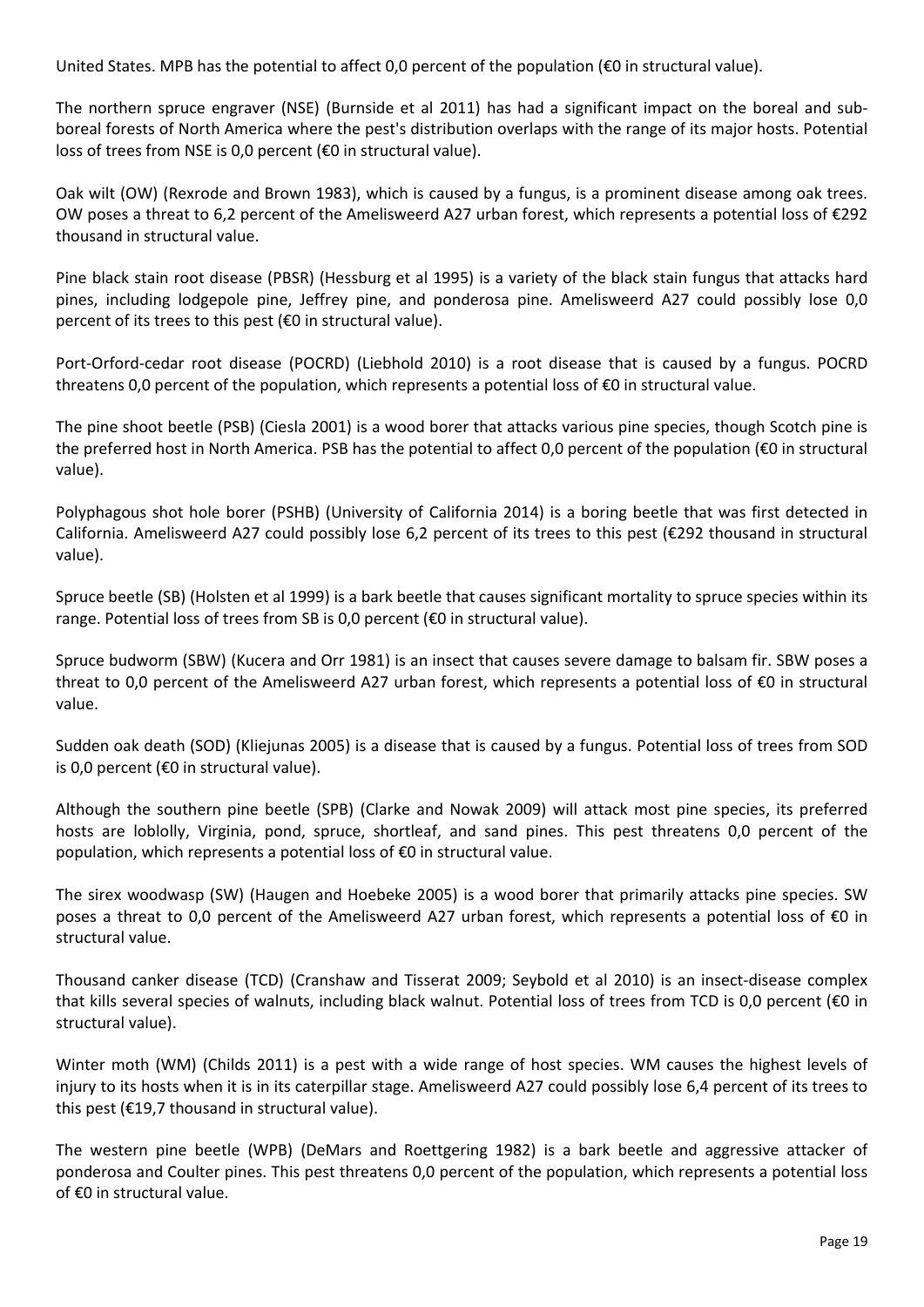United States. MPB has the potential to affect 0,0 percent of the population (€0 in structural value).

The northern spruce engraver (NSE) (Burnside et al 2011) has had a significant impact on the boreal and sub-boreal forests of North America where the pest's distribution overlaps with the range of its major hosts. Potential loss of trees from NSE is 0,0 percent (€0 in structural value).

Oak wilt (OW) (Rexrode and Brown 1983), which is caused by a fungus, is a prominent disease among oak trees. OW poses a threat to 6,2 percent of the Amelisweerd A27 urban forest, which represents a potential loss of €292 thousand in structural value.

Pine black stain root disease (PBSR) (Hessburg et al 1995) is a variety of the black stain fungus that attacks hard pines, including lodgepole pine, Jeffrey pine, and ponderosa pine. Amelisweerd A27 could possibly lose 0,0 percent of its trees to this pest (€0 in structural value).

Port-Orford-cedar root disease (POCRD) (Liebhold 2010) is a root disease that is caused by a fungus. POCRD threatens 0,0 percent of the population, which represents a potential loss of €0 in structural value.

The pine shoot beetle (PSB) (Ciesla 2001) is a wood borer that attacks various pine species, though Scotch pine is the preferred host in North America. PSB has the potential to affect 0,0 percent of the population (€0 in structural value).

Polyphagous shot hole borer (PSHB) (University of California 2014) is a boring beetle that was first detected in California. Amelisweerd A27 could possibly lose 6,2 percent of its trees to this pest (€292 thousand in structural value).

Spruce beetle (SB) (Holsten et al 1999) is a bark beetle that causes significant mortality to spruce species within its range. Potential loss of trees from SB is 0,0 percent (€0 in structural value).

Spruce budworm (SBW) (Kucera and Orr 1981) is an insect that causes severe damage to balsam fir. SBW poses a threat to 0,0 percent of the Amelisweerd A27 urban forest, which represents a potential loss of €0 in structural value.

Sudden oak death (SOD) (Kliejunas 2005) is a disease that is caused by a fungus. Potential loss of trees from SOD is 0,0 percent (€0 in structural value).

Although the southern pine beetle (SPB) (Clarke and Nowak 2009) will attack most pine species, its preferred hosts are loblolly, Virginia, pond, spruce, shortleaf, and sand pines. This pest threatens 0,0 percent of the population, which represents a potential loss of €0 in structural value.

The sirex woodwasp (SW) (Haugen and Hoebeke 2005) is a wood borer that primarily attacks pine species. SW poses a threat to 0,0 percent of the Amelisweerd A27 urban forest, which represents a potential loss of €0 in structural value.

Thousand canker disease (TCD) (Cranshaw and Tisserat 2009; Seybold et al 2010) is an insect-disease complex that kills several species of walnuts, including black walnut. Potential loss of trees from TCD is 0,0 percent (€0 in structural value).

Winter moth (WM) (Childs 2011) is a pest with a wide range of host species. WM causes the highest levels of injury to its hosts when it is in its caterpillar stage. Amelisweerd A27 could possibly lose 6,4 percent of its trees to this pest (€19,7 thousand in structural value).

The western pine beetle (WPB) (DeMars and Roettgering 1982) is a bark beetle and aggressive attacker of ponderosa and Coulter pines. This pest threatens 0,0 percent of the population, which represents a potential loss of €0 in structural value.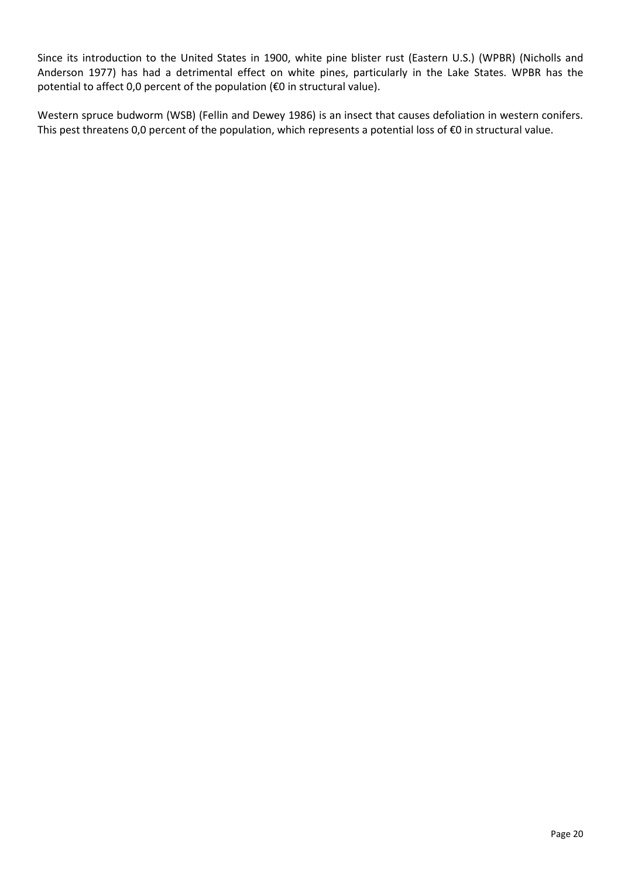Since its introduction to the United States in 1900, white pine blister rust (Eastern U.S.) (WPBR) (Nicholls and Anderson 1977) has had a detrimental effect on white pines, particularly in the Lake States. WPBR has the potential to affect 0,0 percent of the population (€0 in structural value).

Western spruce budworm (WSB) (Fellin and Dewey 1986) is an insect that causes defoliation in western conifers. This pest threatens 0,0 percent of the population, which represents a potential loss of €0 in structural value.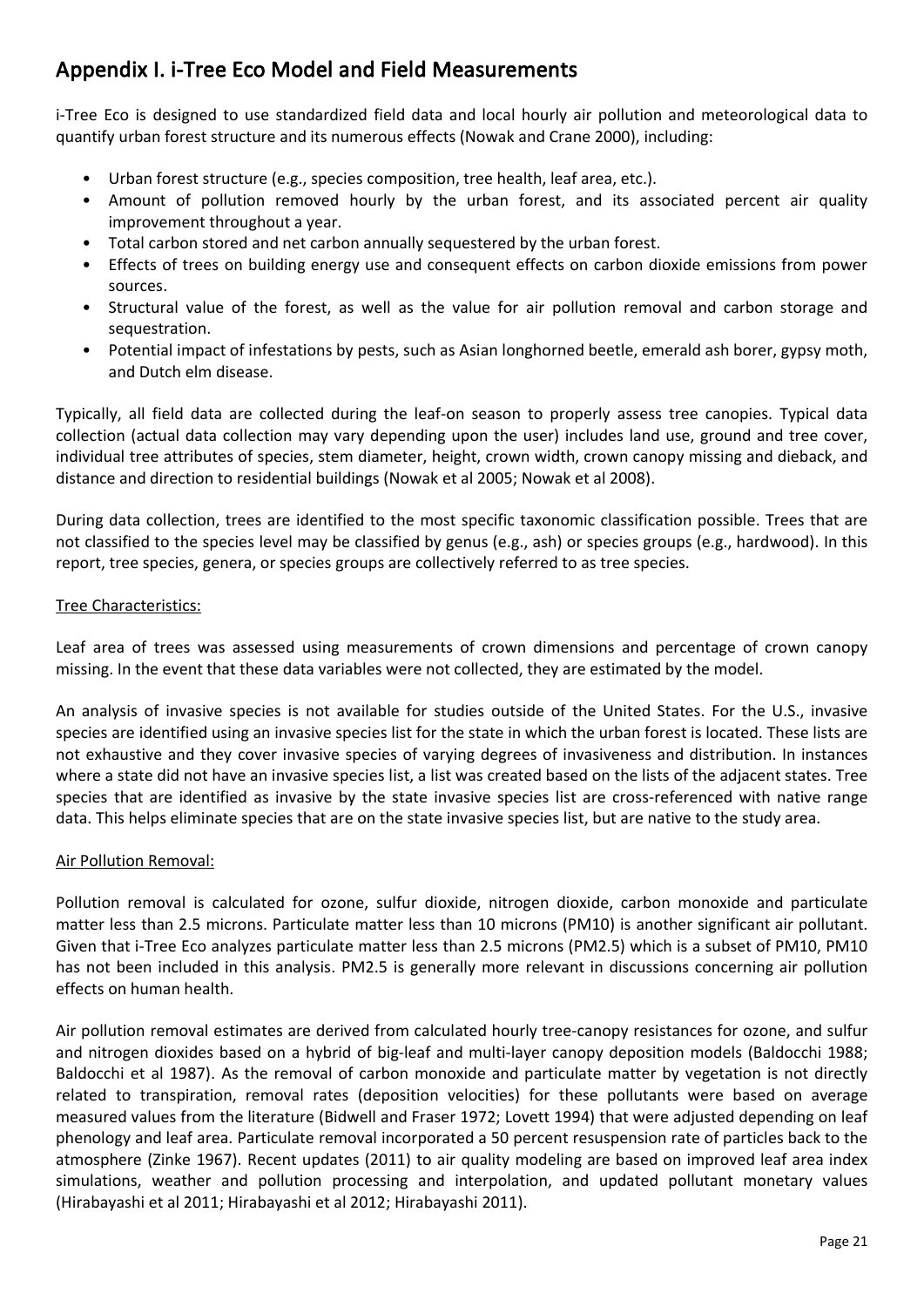# Appendix I. i-Tree Eco Model and Field Measurements

i-Tree Eco is designed to use standardized field data and local hourly air pollution and meteorological data to quantify urban forest structure and its numerous effects (Nowak and Crane 2000), including:

- Urban forest structure (e.g., species composition, tree health, leaf area, etc.).
- Amount of pollution removed hourly by the urban forest, and its associated percent air quality improvement throughout a year.
- Total carbon stored and net carbon annually sequestered by the urban forest.
- Effects of trees on building energy use and consequent effects on carbon dioxide emissions from power sources.
- Structural value of the forest, as well as the value for air pollution removal and carbon storage and sequestration.
- Potential impact of infestations by pests, such as Asian longhorned beetle, emerald ash borer, gypsy moth, and Dutch elm disease.

Typically, all field data are collected during the leaf-on season to properly assess tree canopies. Typical data collection (actual data collection may vary depending upon the user) includes land use, ground and tree cover, individual tree attributes of species, stem diameter, height, crown width, crown canopy missing and dieback, and distance and direction to residential buildings (Nowak et al 2005; Nowak et al 2008).

During data collection, trees are identified to the most specific taxonomic classification possible. Trees that are not classified to the species level may be classified by genus (e.g., ash) or species groups (e.g., hardwood). In this report, tree species, genera, or species groups are collectively referred to as tree species.

## Tree Characteristics:

Leaf area of trees was assessed using measurements of crown dimensions and percentage of crown canopy missing. In the event that these data variables were not collected, they are estimated by the model.

An analysis of invasive species is not available for studies outside of the United States. For the U.S., invasive species are identified using an invasive species list for the state in which the urban forest is located. These lists are not exhaustive and they cover invasive species of varying degrees of invasiveness and distribution. In instances where a state did not have an invasive species list, a list was created based on the lists of the adjacent states. Tree species that are identified as invasive by the state invasive species list are cross-referenced with native range data. This helps eliminate species that are on the state invasive species list, but are native to the study area.

## Air Pollution Removal:

Pollution removal is calculated for ozone, sulfur dioxide, nitrogen dioxide, carbon monoxide and particulate matter less than 2.5 microns. Particulate matter less than 10 microns (PM10) is another significant air pollutant. Given that i-Tree Eco analyzes particulate matter less than 2.5 microns (PM2.5) which is a subset of PM10, PM10 has not been included in this analysis. PM2.5 is generally more relevant in discussions concerning air pollution effects on human health.

Air pollution removal estimates are derived from calculated hourly tree-canopy resistances for ozone, and sulfur and nitrogen dioxides based on a hybrid of big-leaf and multi-layer canopy deposition models (Baldocchi 1988; Baldocchi et al 1987). As the removal of carbon monoxide and particulate matter by vegetation is not directly related to transpiration, removal rates (deposition velocities) for these pollutants were based on average measured values from the literature (Bidwell and Fraser 1972; Lovett 1994) that were adjusted depending on leaf phenology and leaf area. Particulate removal incorporated a 50 percent resuspension rate of particles back to the atmosphere (Zinke 1967). Recent updates (2011) to air quality modeling are based on improved leaf area index simulations, weather and pollution processing and interpolation, and updated pollutant monetary values (Hirabayashi et al 2011; Hirabayashi et al 2012; Hirabayashi 2011).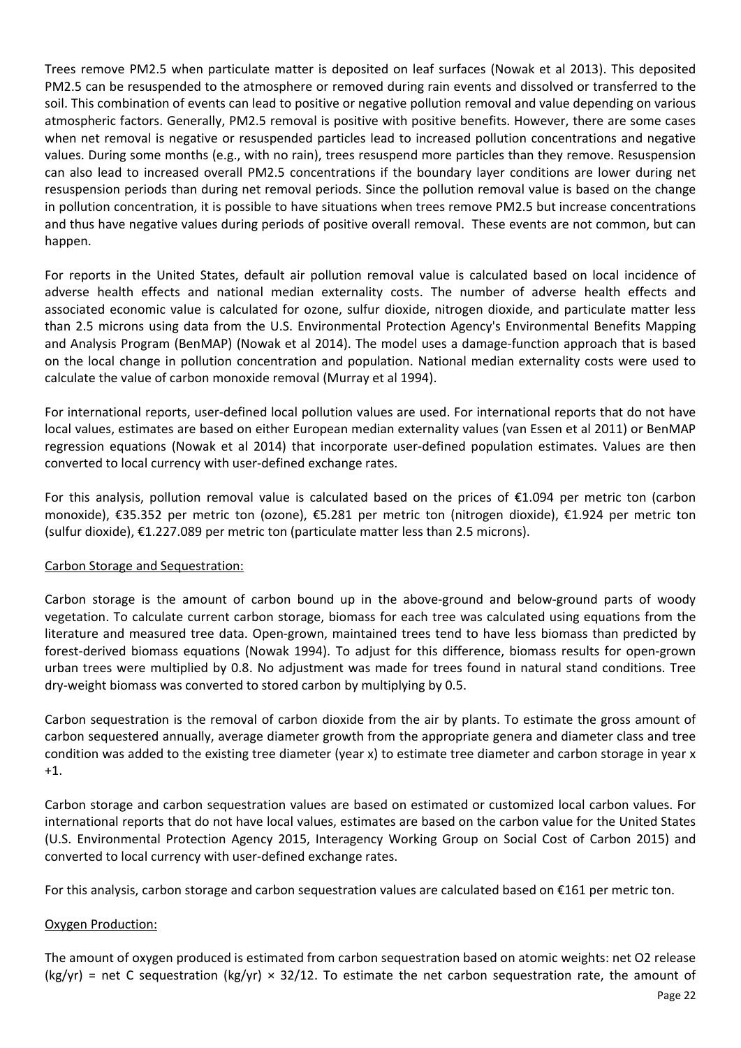Trees remove PM2.5 when particulate matter is deposited on leaf surfaces (Nowak et al 2013). This deposited PM2.5 can be resuspended to the atmosphere or removed during rain events and dissolved or transferred to the soil. This combination of events can lead to positive or negative pollution removal and value depending on various atmospheric factors. Generally, PM2.5 removal is positive with positive benefits. However, there are some cases when net removal is negative or resuspended particles lead to increased pollution concentrations and negative values. During some months (e.g., with no rain), trees resuspend more particles than they remove. Resuspension can also lead to increased overall PM2.5 concentrations if the boundary layer conditions are lower during net resuspension periods than during net removal periods. Since the pollution removal value is based on the change in pollution concentration, it is possible to have situations when trees remove PM2.5 but increase concentrations and thus have negative values during periods of positive overall removal. These events are not common, but can happen.

For reports in the United States, default air pollution removal value is calculated based on local incidence of adverse health effects and national median externality costs. The number of adverse health effects and associated economic value is calculated for ozone, sulfur dioxide, nitrogen dioxide, and particulate matter less than 2.5 microns using data from the U.S. Environmental Protection Agency's Environmental Benefits Mapping and Analysis Program (BenMAP) (Nowak et al 2014). The model uses a damage-function approach that is based on the local change in pollution concentration and population. National median externality costs were used to calculate the value of carbon monoxide removal (Murray et al 1994).

For international reports, user-defined local pollution values are used. For international reports that do not have local values, estimates are based on either European median externality values (van Essen et al 2011) or BenMAP regression equations (Nowak et al 2014) that incorporate user-defined population estimates. Values are then converted to local currency with user-defined exchange rates.

For this analysis, pollution removal value is calculated based on the prices of €1.094 per metric ton (carbon monoxide), €35.352 per metric ton (ozone), €5.281 per metric ton (nitrogen dioxide), €1.924 per metric ton (sulfur dioxide), €1.227.089 per metric ton (particulate matter less than 2.5 microns).

## Carbon Storage and Sequestration:

Carbon storage is the amount of carbon bound up in the above-ground and below-ground parts of woody vegetation. To calculate current carbon storage, biomass for each tree was calculated using equations from the literature and measured tree data. Open-grown, maintained trees tend to have less biomass than predicted by forest-derived biomass equations (Nowak 1994). To adjust for this difference, biomass results for open-grown urban trees were multiplied by 0.8. No adjustment was made for trees found in natural stand conditions. Tree dry-weight biomass was converted to stored carbon by multiplying by 0.5.

Carbon sequestration is the removal of carbon dioxide from the air by plants. To estimate the gross amount of carbon sequestered annually, average diameter growth from the appropriate genera and diameter class and tree condition was added to the existing tree diameter (year x) to estimate tree diameter and carbon storage in year x +1.

Carbon storage and carbon sequestration values are based on estimated or customized local carbon values. For international reports that do not have local values, estimates are based on the carbon value for the United States (U.S. Environmental Protection Agency 2015, Interagency Working Group on Social Cost of Carbon 2015) and converted to local currency with user-defined exchange rates.

For this analysis, carbon storage and carbon sequestration values are calculated based on €161 per metric ton.

## Oxygen Production:

The amount of oxygen produced is estimated from carbon sequestration based on atomic weights: net $O_2$ release (kg/yr) = net C sequestration (kg/yr) × 32/12. To estimate the net carbon sequestration rate, the amount of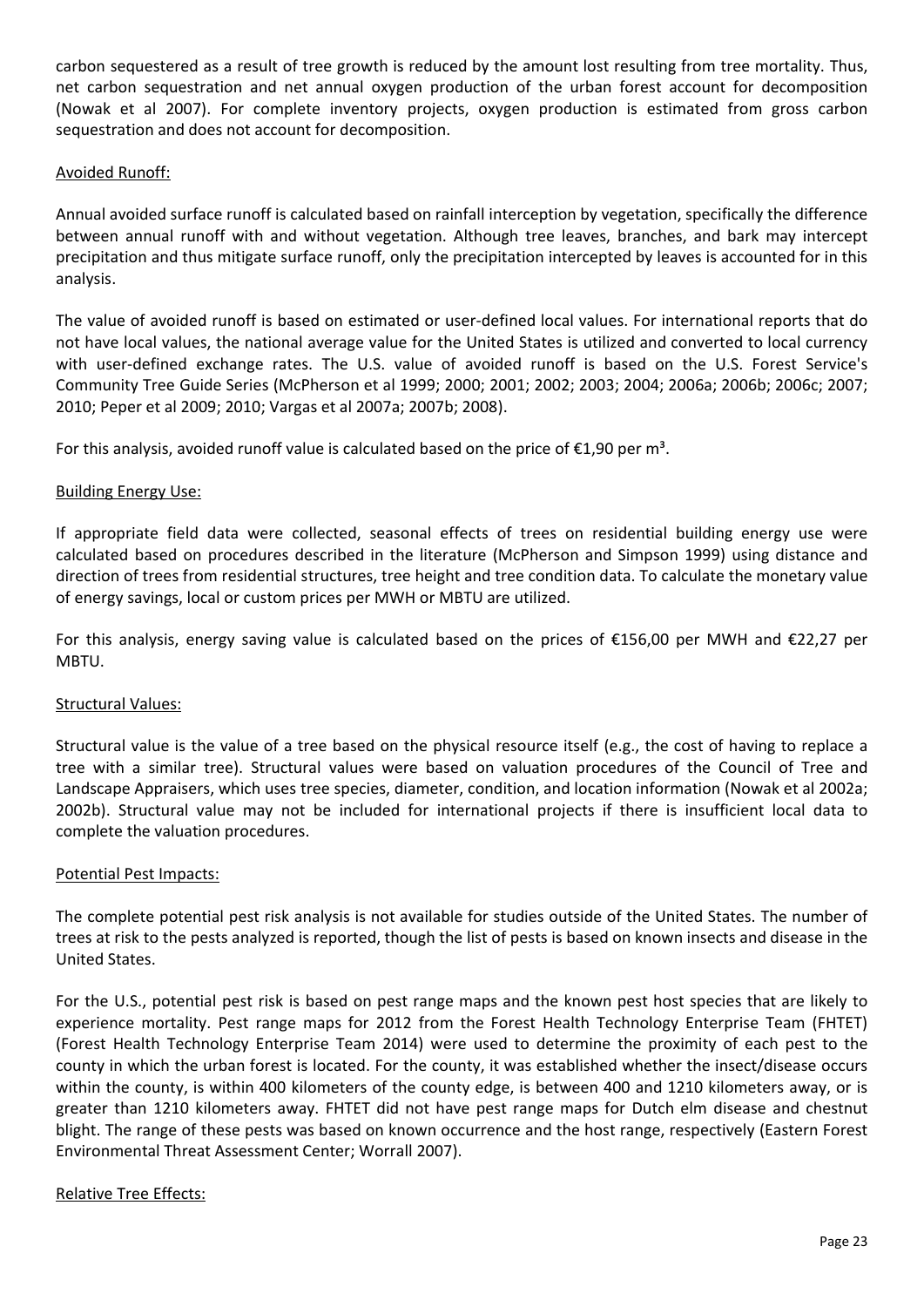carbon sequestered as a result of tree growth is reduced by the amount lost resulting from tree mortality. Thus, net carbon sequestration and net annual oxygen production of the urban forest account for decomposition (Nowak et al 2007). For complete inventory projects, oxygen production is estimated from gross carbon sequestration and does not account for decomposition.

Avoided Runoff:

Annual avoided surface runoff is calculated based on rainfall interception by vegetation, specifically the difference between annual runoff with and without vegetation. Although tree leaves, branches, and bark may intercept precipitation and thus mitigate surface runoff, only the precipitation intercepted by leaves is accounted for in this analysis.

The value of avoided runoff is based on estimated or user-defined local values. For international reports that do not have local values, the national average value for the United States is utilized and converted to local currency with user-defined exchange rates. The U.S. value of avoided runoff is based on the U.S. Forest Service's Community Tree Guide Series (McPherson et al 1999; 2000; 2001; 2002; 2003; 2004; 2006a; 2006b; 2006c; 2007; 2010; Peper et al 2009; 2010; Vargas et al 2007a; 2007b; 2008).

For this analysis, avoided runoff value is calculated based on the price of €1,90 per m³.

Building Energy Use:

If appropriate field data were collected, seasonal effects of trees on residential building energy use were calculated based on procedures described in the literature (McPherson and Simpson 1999) using distance and direction of trees from residential structures, tree height and tree condition data. To calculate the monetary value of energy savings, local or custom prices per MWH or MBTU are utilized.

For this analysis, energy saving value is calculated based on the prices of €156,00 per MWH and €22,27 per MBTU.

Structural Values:

Structural value is the value of a tree based on the physical resource itself (e.g., the cost of having to replace a tree with a similar tree). Structural values were based on valuation procedures of the Council of Tree and Landscape Appraisers, which uses tree species, diameter, condition, and location information (Nowak et al 2002a; 2002b). Structural value may not be included for international projects if there is insufficient local data to complete the valuation procedures.

Potential Pest Impacts:

The complete potential pest risk analysis is not available for studies outside of the United States. The number of trees at risk to the pests analyzed is reported, though the list of pests is based on known insects and disease in the United States.

For the U.S., potential pest risk is based on pest range maps and the known pest host species that are likely to experience mortality. Pest range maps for 2012 from the Forest Health Technology Enterprise Team (FHTET) (Forest Health Technology Enterprise Team 2014) were used to determine the proximity of each pest to the county in which the urban forest is located. For the county, it was established whether the insect/disease occurs within the county, is within 400 kilometers of the county edge, is between 400 and 1210 kilometers away, or is greater than 1210 kilometers away. FHTET did not have pest range maps for Dutch elm disease and chestnut blight. The range of these pests was based on known occurrence and the host range, respectively (Eastern Forest Environmental Threat Assessment Center; Worrall 2007).

Relative Tree Effects: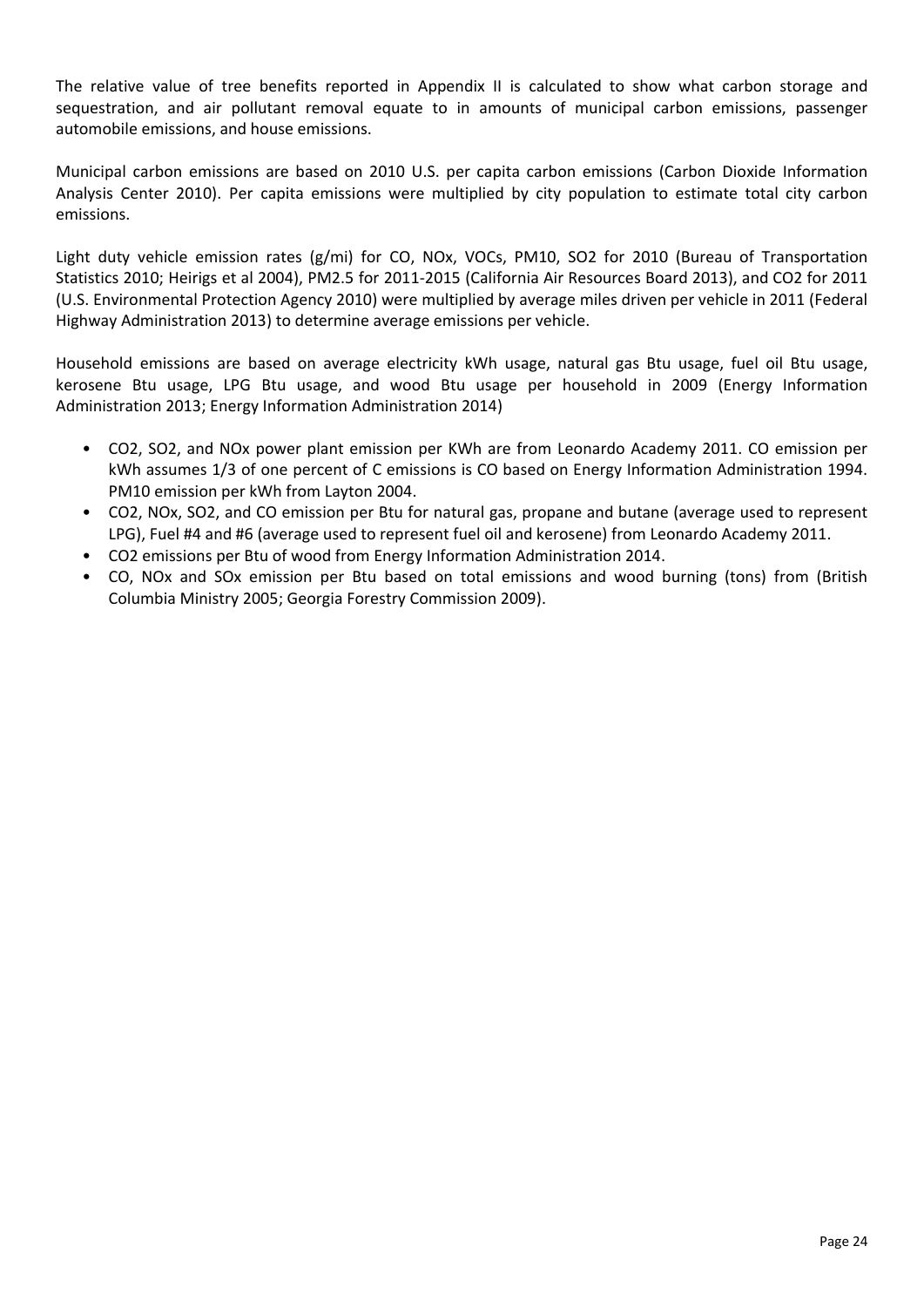The relative value of tree benefits reported in Appendix II is calculated to show what carbon storage and sequestration, and air pollutant removal equate to in amounts of municipal carbon emissions, passenger automobile emissions, and house emissions.

Municipal carbon emissions are based on 2010 U.S. per capita carbon emissions (Carbon Dioxide Information Analysis Center 2010). Per capita emissions were multiplied by city population to estimate total city carbon emissions.

Light duty vehicle emission rates (g/mi) for CO, NOx, VOCs, PM10, $SO_2$ for 2010 (Bureau of Transportation Statistics 2010; Heirigs et al 2004), PM2.5 for 2011-2015 (California Air Resources Board 2013), and $CO_2$ for 2011 (U.S. Environmental Protection Agency 2010) were multiplied by average miles driven per vehicle in 2011 (Federal Highway Administration 2013) to determine average emissions per vehicle.

Household emissions are based on average electricity kWh usage, natural gas Btu usage, fuel oil Btu usage, kerosene Btu usage, LPG Btu usage, and wood Btu usage per household in 2009 (Energy Information Administration 2013; Energy Information Administration 2014)

- $CO_2$, $SO_2$, and NOx power plant emission per KWh are from Leonardo Academy 2011. CO emission per kWh assumes 1/3 of one percent of C emissions is CO based on Energy Information Administration 1994. PM10 emission per kWh from Layton 2004.
- $CO_2$, NOx, $SO_2$, and CO emission per Btu for natural gas, propane and butane (average used to represent LPG), Fuel #4 and #6 (average used to represent fuel oil and kerosene) from Leonardo Academy 2011.
- $CO_2$ emissions per Btu of wood from Energy Information Administration 2014.
- CO, NOx and SOx emission per Btu based on total emissions and wood burning (tons) from (British Columbia Ministry 2005; Georgia Forestry Commission 2009).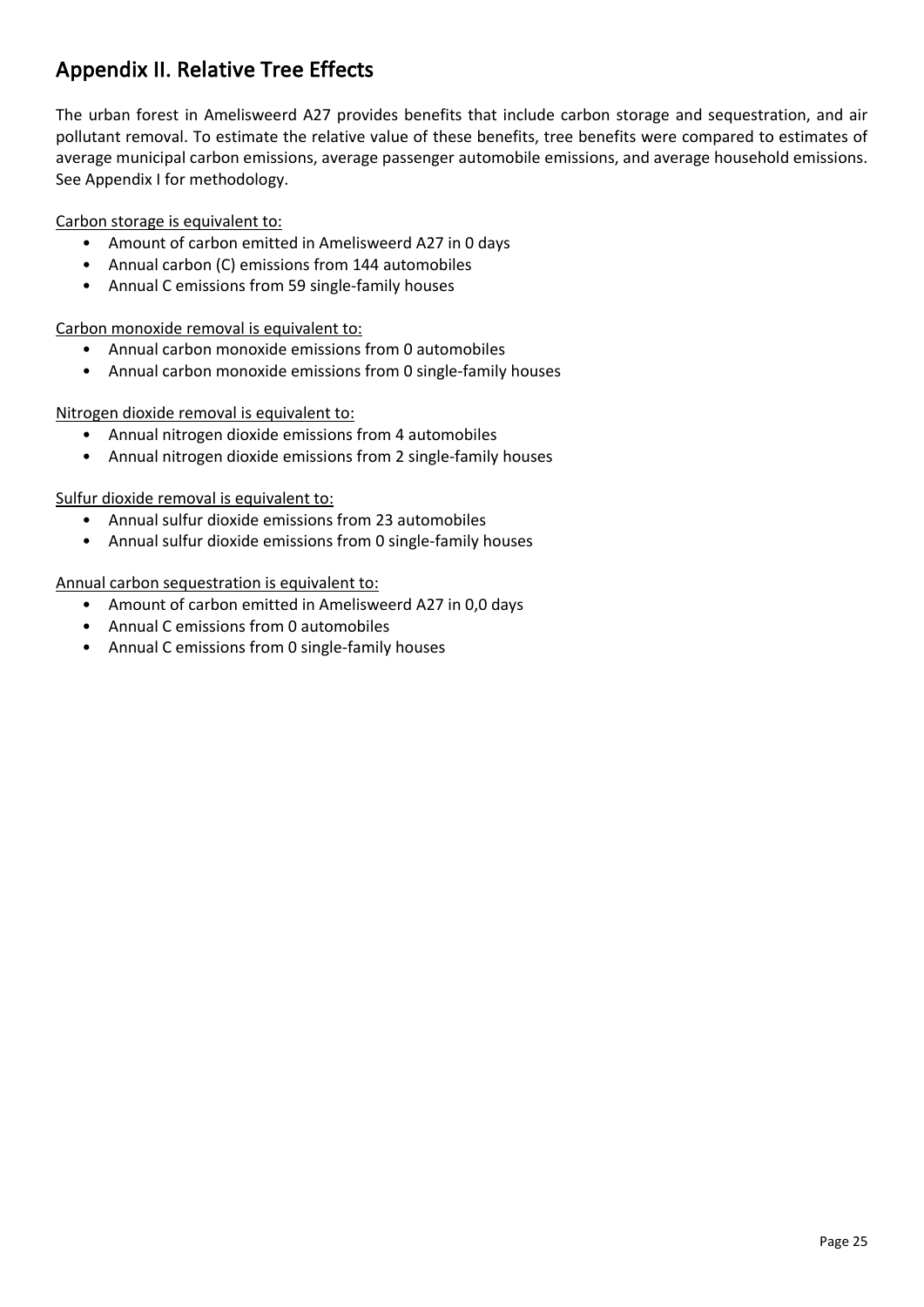## Appendix II. Relative Tree Effects

The urban forest in Amelisweerd A27 provides benefits that include carbon storage and sequestration, and air pollutant removal. To estimate the relative value of these benefits, tree benefits were compared to estimates of average municipal carbon emissions, average passenger automobile emissions, and average household emissions. See Appendix I for methodology.

<u>Carbon storage is equivalent to:</u>

- Amount of carbon emitted in Amelisweerd A27 in 0 days
- Annual carbon (C) emissions from 144 automobiles
- Annual C emissions from 59 single-family houses

<u>Carbon monoxide removal is equivalent to:</u>

- Annual carbon monoxide emissions from 0 automobiles
- Annual carbon monoxide emissions from 0 single-family houses

<u>Nitrogen dioxide removal is equivalent to:</u>

- Annual nitrogen dioxide emissions from 4 automobiles
- Annual nitrogen dioxide emissions from 2 single-family houses

<u>Sulfur dioxide removal is equivalent to:</u>

- Annual sulfur dioxide emissions from 23 automobiles
- Annual sulfur dioxide emissions from 0 single-family houses

<u>Annual carbon sequestration is equivalent to:</u>

- Amount of carbon emitted in Amelisweerd A27 in 0,0 days
- Annual C emissions from 0 automobiles
- Annual C emissions from 0 single-family houses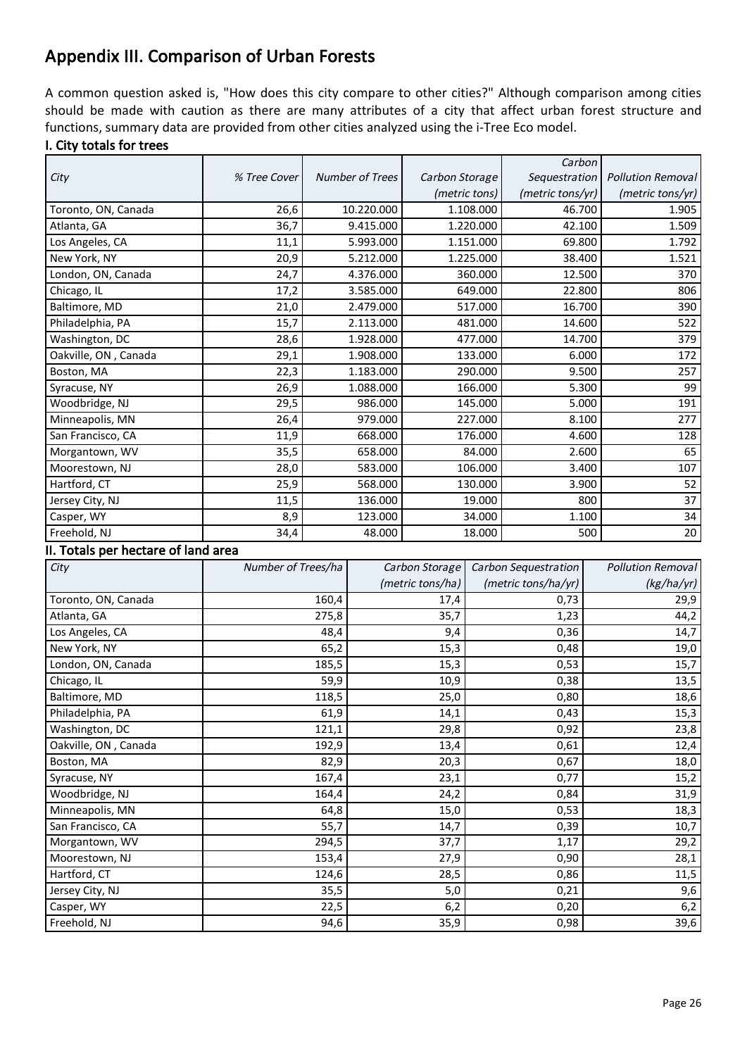# Appendix III. Comparison of Urban Forests

A common question asked is, "How does this city compare to other cities?" Although comparison among cities should be made with caution as there are many attributes of a city that affect urban forest structure and functions, summary data are provided from other cities analyzed using the i-Tree Eco model.

### I. City totals for trees

| *City* | *% Tree Cover* | *Number of Trees* | *Carbon Storage (metric tons)* | *Carbon Sequestration (metric tons/yr)* | *Pollution Removal (metric tons/yr)* |
|---|---|---|---|---|---|
| Toronto, ON, Canada | 26,6 | 10.220.000 | 1.108.000 | 46.700 | 1.905 |
| Atlanta, GA | 36,7 | 9.415.000 | 1.220.000 | 42.100 | 1.509 |
| Los Angeles, CA | 11,1 | 5.993.000 | 1.151.000 | 69.800 | 1.792 |
| New York, NY | 20,9 | 5.212.000 | 1.225.000 | 38.400 | 1.521 |
| London, ON, Canada | 24,7 | 4.376.000 | 360.000 | 12.500 | 370 |
| Chicago, IL | 17,2 | 3.585.000 | 649.000 | 22.800 | 806 |
| Baltimore, MD | 21,0 | 2.479.000 | 517.000 | 16.700 | 390 |
| Philadelphia, PA | 15,7 | 2.113.000 | 481.000 | 14.600 | 522 |
| Washington, DC | 28,6 | 1.928.000 | 477.000 | 14.700 | 379 |
| Oakville, ON , Canada | 29,1 | 1.908.000 | 133.000 | 6.000 | 172 |
| Boston, MA | 22,3 | 1.183.000 | 290.000 | 9.500 | 257 |
| Syracuse, NY | 26,9 | 1.088.000 | 166.000 | 5.300 | 99 |
| Woodbridge, NJ | 29,5 | 986.000 | 145.000 | 5.000 | 191 |
| Minneapolis, MN | 26,4 | 979.000 | 227.000 | 8.100 | 277 |
| San Francisco, CA | 11,9 | 668.000 | 176.000 | 4.600 | 128 |
| Morgantown, WV | 35,5 | 658.000 | 84.000 | 2.600 | 65 |
| Moorestown, NJ | 28,0 | 583.000 | 106.000 | 3.400 | 107 |
| Hartford, CT | 25,9 | 568.000 | 130.000 | 3.900 | 52 |
| Jersey City, NJ | 11,5 | 136.000 | 19.000 | 800 | 37 |
| Casper, WY | 8,9 | 123.000 | 34.000 | 1.100 | 34 |
| Freehold, NJ | 34,4 | 48.000 | 18.000 | 500 | 20 |

### II. Totals per hectare of land area

| *City* | *Number of Trees/ha* | *Carbon Storage (metric tons/ha)* | *Carbon Sequestration (metric tons/ha/yr)* | *Pollution Removal (kg/ha/yr)* |
|---|---|---|---|---|
| Toronto, ON, Canada | 160,4 | 17,4 | 0,73 | 29,9 |
| Atlanta, GA | 275,8 | 35,7 | 1,23 | 44,2 |
| Los Angeles, CA | 48,4 | 9,4 | 0,36 | 14,7 |
| New York, NY | 65,2 | 15,3 | 0,48 | 19,0 |
| London, ON, Canada | 185,5 | 15,3 | 0,53 | 15,7 |
| Chicago, IL | 59,9 | 10,9 | 0,38 | 13,5 |
| Baltimore, MD | 118,5 | 25,0 | 0,80 | 18,6 |
| Philadelphia, PA | 61,9 | 14,1 | 0,43 | 15,3 |
| Washington, DC | 121,1 | 29,8 | 0,92 | 23,8 |
| Oakville, ON , Canada | 192,9 | 13,4 | 0,61 | 12,4 |
| Boston, MA | 82,9 | 20,3 | 0,67 | 18,0 |
| Syracuse, NY | 167,4 | 23,1 | 0,77 | 15,2 |
| Woodbridge, NJ | 164,4 | 24,2 | 0,84 | 31,9 |
| Minneapolis, MN | 64,8 | 15,0 | 0,53 | 18,3 |
| San Francisco, CA | 55,7 | 14,7 | 0,39 | 10,7 |
| Morgantown, WV | 294,5 | 37,7 | 1,17 | 29,2 |
| Moorestown, NJ | 153,4 | 27,9 | 0,90 | 28,1 |
| Hartford, CT | 124,6 | 28,5 | 0,86 | 11,5 |
| Jersey City, NJ | 35,5 | 5,0 | 0,21 | 9,6 |
| Casper, WY | 22,5 | 6,2 | 0,20 | 6,2 |
| Freehold, NJ | 94,6 | 35,9 | 0,98 | 39,6 |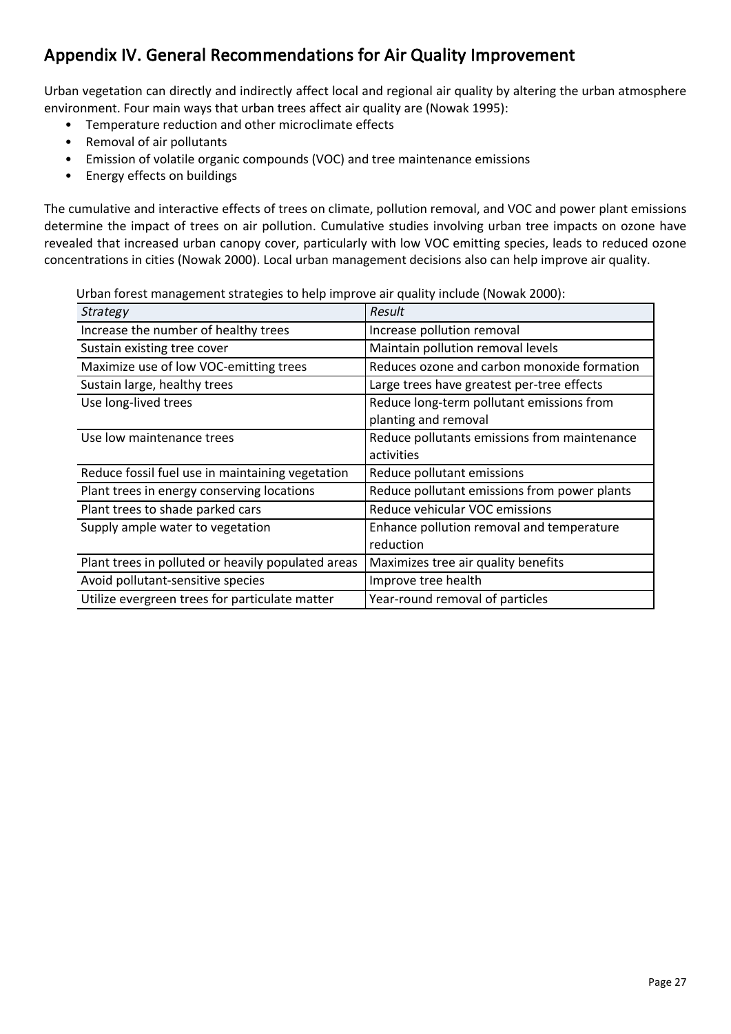## Appendix IV. General Recommendations for Air Quality Improvement

Urban vegetation can directly and indirectly affect local and regional air quality by altering the urban atmosphere environment. Four main ways that urban trees affect air quality are (Nowak 1995):

- Temperature reduction and other microclimate effects
- Removal of air pollutants
- Emission of volatile organic compounds (VOC) and tree maintenance emissions
- Energy effects on buildings

The cumulative and interactive effects of trees on climate, pollution removal, and VOC and power plant emissions determine the impact of trees on air pollution. Cumulative studies involving urban tree impacts on ozone have revealed that increased urban canopy cover, particularly with low VOC emitting species, leads to reduced ozone concentrations in cities (Nowak 2000). Local urban management decisions also can help improve air quality.

Urban forest management strategies to help improve air quality include (Nowak 2000):

| *Strategy* | *Result* |
|---|---|
| Increase the number of healthy trees | Increase pollution removal |
| Sustain existing tree cover | Maintain pollution removal levels |
| Maximize use of low VOC-emitting trees | Reduces ozone and carbon monoxide formation |
| Sustain large, healthy trees | Large trees have greatest per-tree effects |
| Use long-lived trees | Reduce long-term pollutant emissions from planting and removal |
| Use low maintenance trees | Reduce pollutants emissions from maintenance activities |
| Reduce fossil fuel use in maintaining vegetation | Reduce pollutant emissions |
| Plant trees in energy conserving locations | Reduce pollutant emissions from power plants |
| Plant trees to shade parked cars | Reduce vehicular VOC emissions |
| Supply ample water to vegetation | Enhance pollution removal and temperature reduction |
| Plant trees in polluted or heavily populated areas | Maximizes tree air quality benefits |
| Avoid pollutant-sensitive species | Improve tree health |
| Utilize evergreen trees for particulate matter | Year-round removal of particles |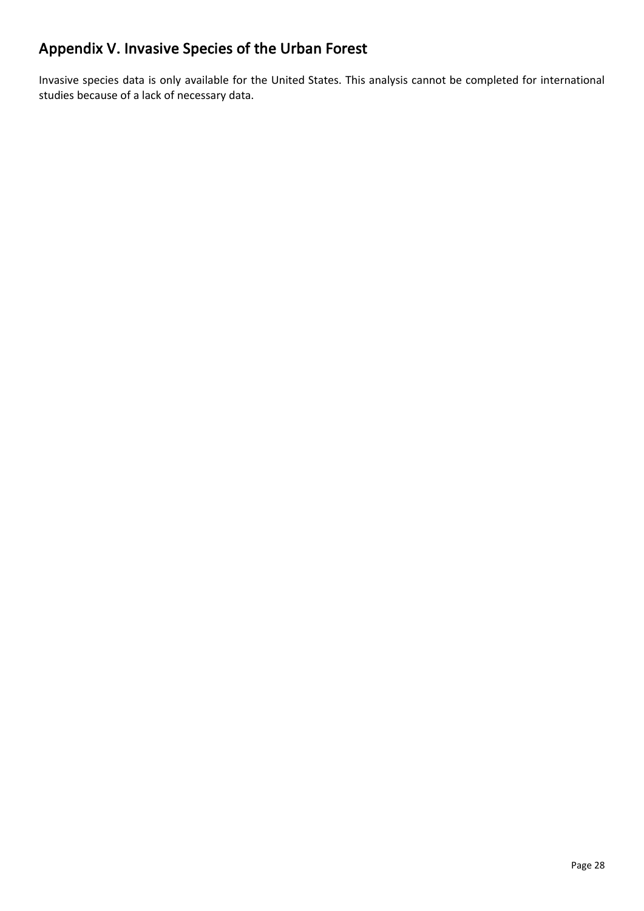## Appendix V. Invasive Species of the Urban Forest

Invasive species data is only available for the United States. This analysis cannot be completed for international studies because of a lack of necessary data.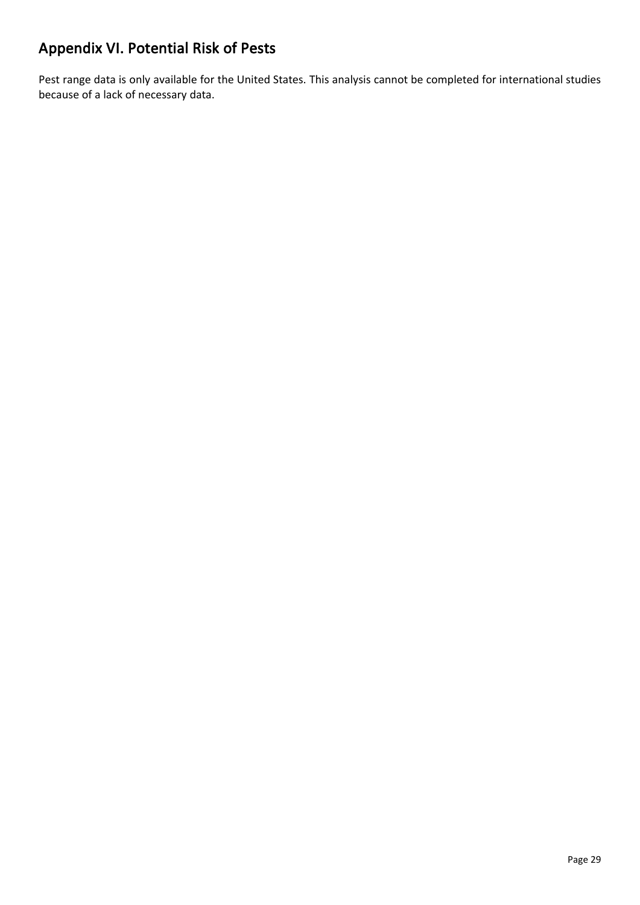## Appendix VI. Potential Risk of Pests

Pest range data is only available for the United States. This analysis cannot be completed for international studies because of a lack of necessary data.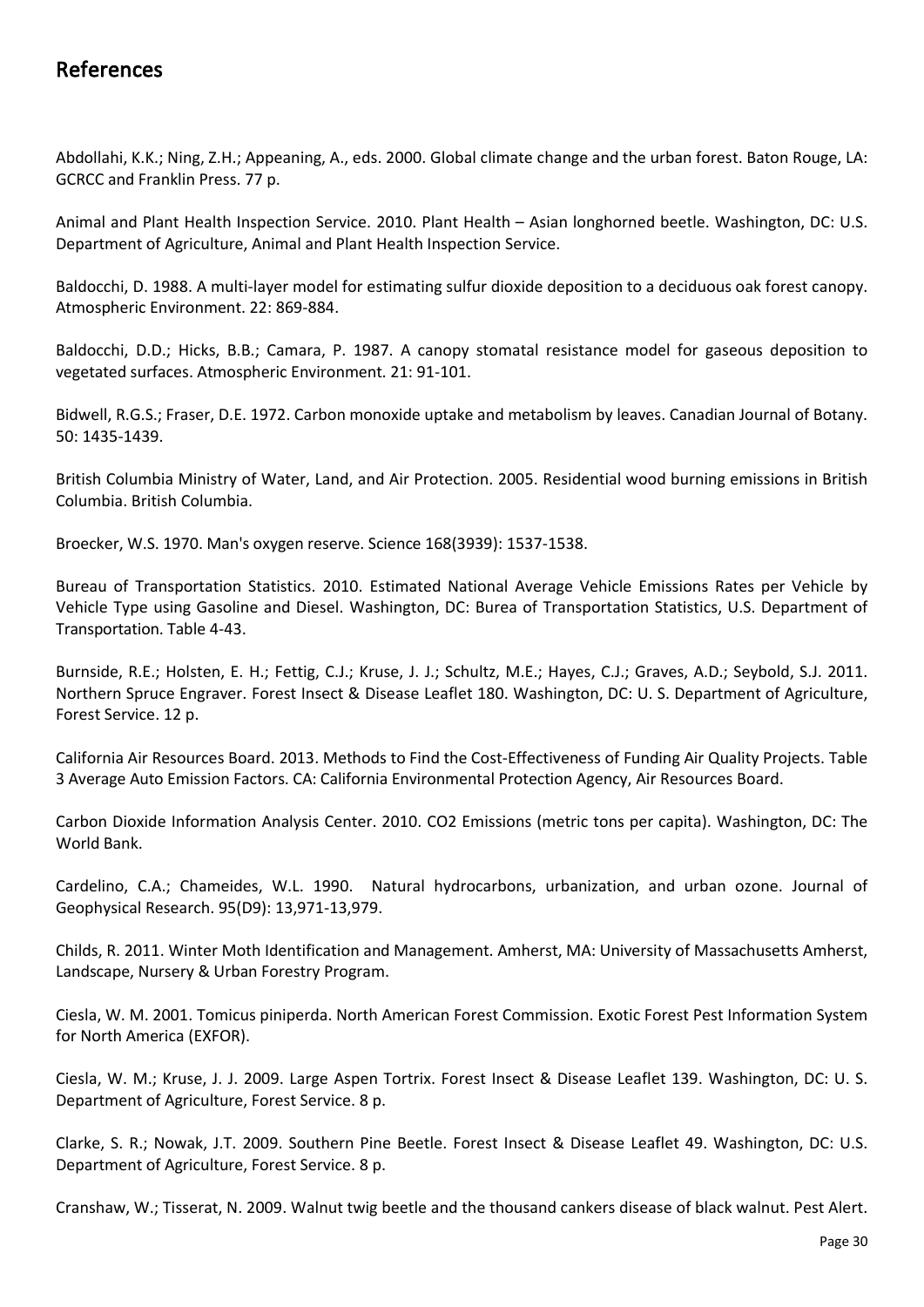# References

Abdollahi, K.K.; Ning, Z.H.; Appeaning, A., eds. 2000. Global climate change and the urban forest. Baton Rouge, LA: GCRCC and Franklin Press. 77 p.

Animal and Plant Health Inspection Service. 2010. Plant Health – Asian longhorned beetle. Washington, DC: U.S. Department of Agriculture, Animal and Plant Health Inspection Service.

Baldocchi, D. 1988. A multi-layer model for estimating sulfur dioxide deposition to a deciduous oak forest canopy. Atmospheric Environment. 22: 869-884.

Baldocchi, D.D.; Hicks, B.B.; Camara, P. 1987. A canopy stomatal resistance model for gaseous deposition to vegetated surfaces. Atmospheric Environment. 21: 91-101.

Bidwell, R.G.S.; Fraser, D.E. 1972. Carbon monoxide uptake and metabolism by leaves. Canadian Journal of Botany. 50: 1435-1439.

British Columbia Ministry of Water, Land, and Air Protection. 2005. Residential wood burning emissions in British Columbia. British Columbia.

Broecker, W.S. 1970. Man's oxygen reserve. Science 168(3939): 1537-1538.

Bureau of Transportation Statistics. 2010. Estimated National Average Vehicle Emissions Rates per Vehicle by Vehicle Type using Gasoline and Diesel. Washington, DC: Burea of Transportation Statistics, U.S. Department of Transportation. Table 4-43.

Burnside, R.E.; Holsten, E. H.; Fettig, C.J.; Kruse, J. J.; Schultz, M.E.; Hayes, C.J.; Graves, A.D.; Seybold, S.J. 2011. Northern Spruce Engraver. Forest Insect & Disease Leaflet 180. Washington, DC: U. S. Department of Agriculture, Forest Service. 12 p.

California Air Resources Board. 2013. Methods to Find the Cost-Effectiveness of Funding Air Quality Projects. Table 3 Average Auto Emission Factors. CA: California Environmental Protection Agency, Air Resources Board.

Carbon Dioxide Information Analysis Center. 2010. CO2 Emissions (metric tons per capita). Washington, DC: The World Bank.

Cardelino, C.A.; Chameides, W.L. 1990. Natural hydrocarbons, urbanization, and urban ozone. Journal of Geophysical Research. 95(D9): 13,971-13,979.

Childs, R. 2011. Winter Moth Identification and Management. Amherst, MA: University of Massachusetts Amherst, Landscape, Nursery & Urban Forestry Program.

Ciesla, W. M. 2001. Tomicus piniperda. North American Forest Commission. Exotic Forest Pest Information System for North America (EXFOR).

Ciesla, W. M.; Kruse, J. J. 2009. Large Aspen Tortrix. Forest Insect & Disease Leaflet 139. Washington, DC: U. S. Department of Agriculture, Forest Service. 8 p.

Clarke, S. R.; Nowak, J.T. 2009. Southern Pine Beetle. Forest Insect & Disease Leaflet 49. Washington, DC: U.S. Department of Agriculture, Forest Service. 8 p.

Cranshaw, W.; Tisserat, N. 2009. Walnut twig beetle and the thousand cankers disease of black walnut. Pest Alert.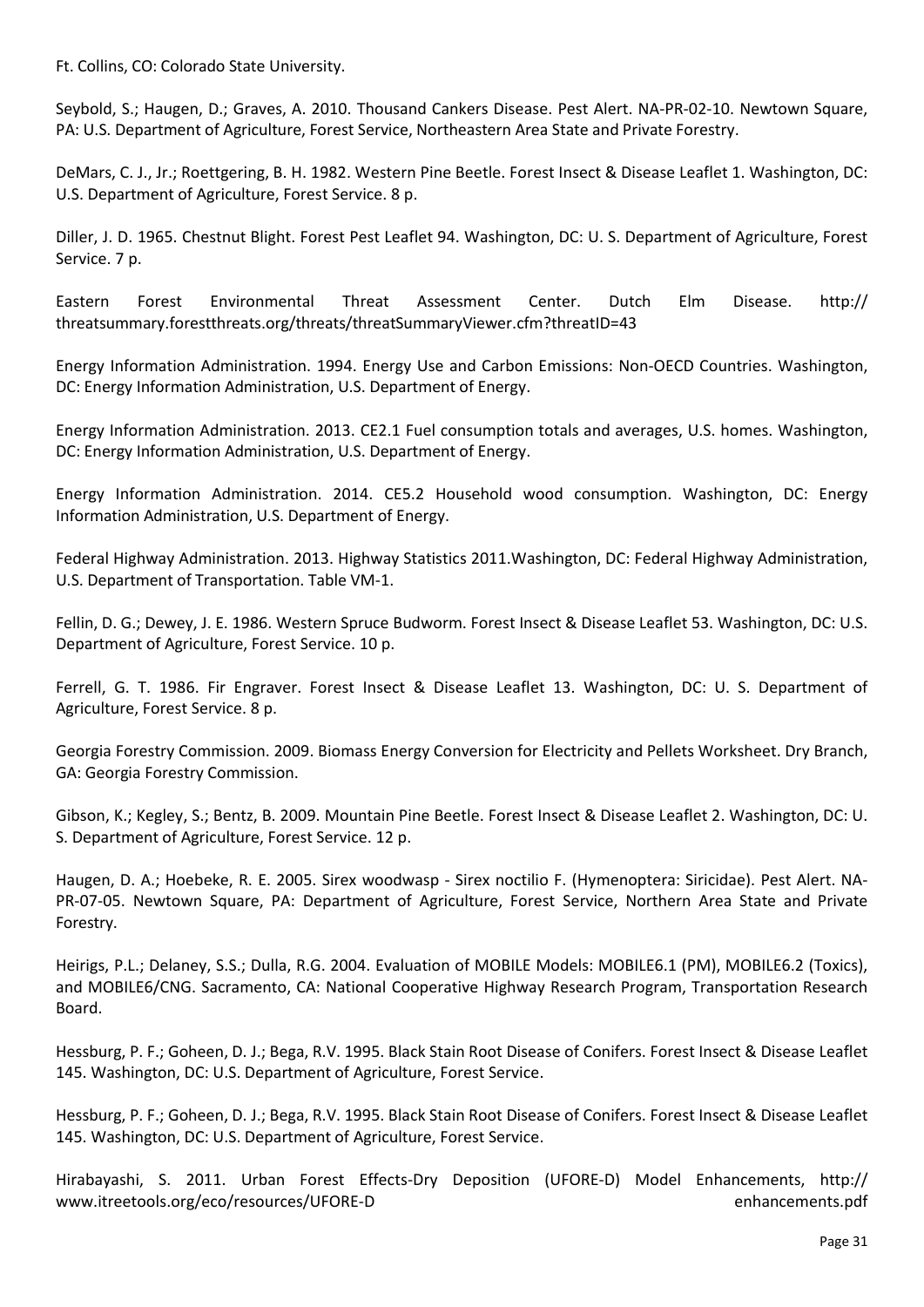Ft. Collins, CO: Colorado State University.

Seybold, S.; Haugen, D.; Graves, A. 2010. Thousand Cankers Disease. Pest Alert. NA-PR-02-10. Newtown Square, PA: U.S. Department of Agriculture, Forest Service, Northeastern Area State and Private Forestry.

DeMars, C. J., Jr.; Roettgering, B. H. 1982. Western Pine Beetle. Forest Insect & Disease Leaflet 1. Washington, DC: U.S. Department of Agriculture, Forest Service. 8 p.

Diller, J. D. 1965. Chestnut Blight. Forest Pest Leaflet 94. Washington, DC: U. S. Department of Agriculture, Forest Service. 7 p.

Eastern Forest Environmental Threat Assessment Center. Dutch Elm Disease. http://threatsummary.forestthreats.org/threats/threatSummaryViewer.cfm?threatID=43

Energy Information Administration. 1994. Energy Use and Carbon Emissions: Non-OECD Countries. Washington, DC: Energy Information Administration, U.S. Department of Energy.

Energy Information Administration. 2013. CE2.1 Fuel consumption totals and averages, U.S. homes. Washington, DC: Energy Information Administration, U.S. Department of Energy.

Energy Information Administration. 2014. CE5.2 Household wood consumption. Washington, DC: Energy Information Administration, U.S. Department of Energy.

Federal Highway Administration. 2013. Highway Statistics 2011.Washington, DC: Federal Highway Administration, U.S. Department of Transportation. Table VM-1.

Fellin, D. G.; Dewey, J. E. 1986. Western Spruce Budworm. Forest Insect & Disease Leaflet 53. Washington, DC: U.S. Department of Agriculture, Forest Service. 10 p.

Ferrell, G. T. 1986. Fir Engraver. Forest Insect & Disease Leaflet 13. Washington, DC: U. S. Department of Agriculture, Forest Service. 8 p.

Georgia Forestry Commission. 2009. Biomass Energy Conversion for Electricity and Pellets Worksheet. Dry Branch, GA: Georgia Forestry Commission.

Gibson, K.; Kegley, S.; Bentz, B. 2009. Mountain Pine Beetle. Forest Insect & Disease Leaflet 2. Washington, DC: U. S. Department of Agriculture, Forest Service. 12 p.

Haugen, D. A.; Hoebeke, R. E. 2005. Sirex woodwasp - Sirex noctilio F. (Hymenoptera: Siricidae). Pest Alert. NA-PR-07-05. Newtown Square, PA: Department of Agriculture, Forest Service, Northern Area State and Private Forestry.

Heirigs, P.L.; Delaney, S.S.; Dulla, R.G. 2004. Evaluation of MOBILE Models: MOBILE6.1 (PM), MOBILE6.2 (Toxics), and MOBILE6/CNG. Sacramento, CA: National Cooperative Highway Research Program, Transportation Research Board.

Hessburg, P. F.; Goheen, D. J.; Bega, R.V. 1995. Black Stain Root Disease of Conifers. Forest Insect & Disease Leaflet 145. Washington, DC: U.S. Department of Agriculture, Forest Service.

Hessburg, P. F.; Goheen, D. J.; Bega, R.V. 1995. Black Stain Root Disease of Conifers. Forest Insect & Disease Leaflet 145. Washington, DC: U.S. Department of Agriculture, Forest Service.

Hirabayashi, S. 2011. Urban Forest Effects-Dry Deposition (UFORE-D) Model Enhancements, http://www.itreetools.org/eco/resources/UFORE-D enhancements.pdf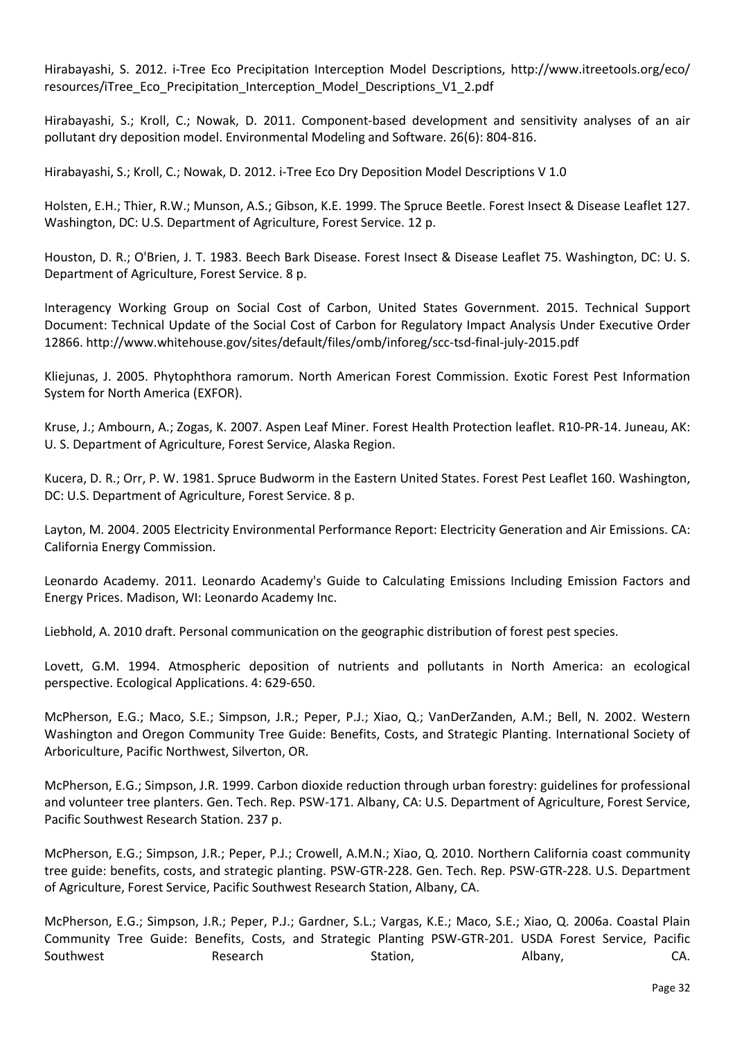Hirabayashi, S. 2012. i-Tree Eco Precipitation Interception Model Descriptions, http://www.itreetools.org/eco/resources/iTree_Eco_Precipitation_Interception_Model_Descriptions_V1_2.pdf

Hirabayashi, S.; Kroll, C.; Nowak, D. 2011. Component-based development and sensitivity analyses of an air pollutant dry deposition model. Environmental Modeling and Software. 26(6): 804-816.

Hirabayashi, S.; Kroll, C.; Nowak, D. 2012. i-Tree Eco Dry Deposition Model Descriptions V 1.0

Holsten, E.H.; Thier, R.W.; Munson, A.S.; Gibson, K.E. 1999. The Spruce Beetle. Forest Insect & Disease Leaflet 127. Washington, DC: U.S. Department of Agriculture, Forest Service. 12 p.

Houston, D. R.; O'Brien, J. T. 1983. Beech Bark Disease. Forest Insect & Disease Leaflet 75. Washington, DC: U. S. Department of Agriculture, Forest Service. 8 p.

Interagency Working Group on Social Cost of Carbon, United States Government. 2015. Technical Support Document: Technical Update of the Social Cost of Carbon for Regulatory Impact Analysis Under Executive Order 12866. http://www.whitehouse.gov/sites/default/files/omb/inforeg/scc-tsd-final-july-2015.pdf

Kliejunas, J. 2005. Phytophthora ramorum. North American Forest Commission. Exotic Forest Pest Information System for North America (EXFOR).

Kruse, J.; Ambourn, A.; Zogas, K. 2007. Aspen Leaf Miner. Forest Health Protection leaflet. R10-PR-14. Juneau, AK: U. S. Department of Agriculture, Forest Service, Alaska Region.

Kucera, D. R.; Orr, P. W. 1981. Spruce Budworm in the Eastern United States. Forest Pest Leaflet 160. Washington, DC: U.S. Department of Agriculture, Forest Service. 8 p.

Layton, M. 2004. 2005 Electricity Environmental Performance Report: Electricity Generation and Air Emissions. CA: California Energy Commission.

Leonardo Academy. 2011. Leonardo Academy's Guide to Calculating Emissions Including Emission Factors and Energy Prices. Madison, WI: Leonardo Academy Inc.

Liebhold, A. 2010 draft. Personal communication on the geographic distribution of forest pest species.

Lovett, G.M. 1994. Atmospheric deposition of nutrients and pollutants in North America: an ecological perspective. Ecological Applications. 4: 629-650.

McPherson, E.G.; Maco, S.E.; Simpson, J.R.; Peper, P.J.; Xiao, Q.; VanDerZanden, A.M.; Bell, N. 2002. Western Washington and Oregon Community Tree Guide: Benefits, Costs, and Strategic Planting. International Society of Arboriculture, Pacific Northwest, Silverton, OR.

McPherson, E.G.; Simpson, J.R. 1999. Carbon dioxide reduction through urban forestry: guidelines for professional and volunteer tree planters. Gen. Tech. Rep. PSW-171. Albany, CA: U.S. Department of Agriculture, Forest Service, Pacific Southwest Research Station. 237 p.

McPherson, E.G.; Simpson, J.R.; Peper, P.J.; Crowell, A.M.N.; Xiao, Q. 2010. Northern California coast community tree guide: benefits, costs, and strategic planting. PSW-GTR-228. Gen. Tech. Rep. PSW-GTR-228. U.S. Department of Agriculture, Forest Service, Pacific Southwest Research Station, Albany, CA.

McPherson, E.G.; Simpson, J.R.; Peper, P.J.; Gardner, S.L.; Vargas, K.E.; Maco, S.E.; Xiao, Q. 2006a. Coastal Plain Community Tree Guide: Benefits, Costs, and Strategic Planting PSW-GTR-201. USDA Forest Service, Pacific Southwest Research Station, Albany, CA.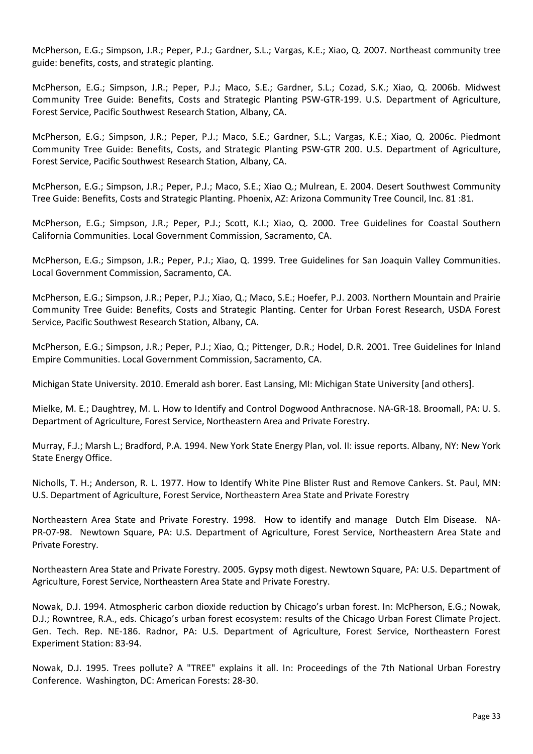McPherson, E.G.; Simpson, J.R.; Peper, P.J.; Gardner, S.L.; Vargas, K.E.; Xiao, Q. 2007. Northeast community tree guide: benefits, costs, and strategic planting.

McPherson, E.G.; Simpson, J.R.; Peper, P.J.; Maco, S.E.; Gardner, S.L.; Cozad, S.K.; Xiao, Q. 2006b. Midwest Community Tree Guide: Benefits, Costs and Strategic Planting PSW-GTR-199. U.S. Department of Agriculture, Forest Service, Pacific Southwest Research Station, Albany, CA.

McPherson, E.G.; Simpson, J.R.; Peper, P.J.; Maco, S.E.; Gardner, S.L.; Vargas, K.E.; Xiao, Q. 2006c. Piedmont Community Tree Guide: Benefits, Costs, and Strategic Planting PSW-GTR 200. U.S. Department of Agriculture, Forest Service, Pacific Southwest Research Station, Albany, CA.

McPherson, E.G.; Simpson, J.R.; Peper, P.J.; Maco, S.E.; Xiao Q.; Mulrean, E. 2004. Desert Southwest Community Tree Guide: Benefits, Costs and Strategic Planting. Phoenix, AZ: Arizona Community Tree Council, Inc. 81 :81.

McPherson, E.G.; Simpson, J.R.; Peper, P.J.; Scott, K.I.; Xiao, Q. 2000. Tree Guidelines for Coastal Southern California Communities. Local Government Commission, Sacramento, CA.

McPherson, E.G.; Simpson, J.R.; Peper, P.J.; Xiao, Q. 1999. Tree Guidelines for San Joaquin Valley Communities. Local Government Commission, Sacramento, CA.

McPherson, E.G.; Simpson, J.R.; Peper, P.J.; Xiao, Q.; Maco, S.E.; Hoefer, P.J. 2003. Northern Mountain and Prairie Community Tree Guide: Benefits, Costs and Strategic Planting. Center for Urban Forest Research, USDA Forest Service, Pacific Southwest Research Station, Albany, CA.

McPherson, E.G.; Simpson, J.R.; Peper, P.J.; Xiao, Q.; Pittenger, D.R.; Hodel, D.R. 2001. Tree Guidelines for Inland Empire Communities. Local Government Commission, Sacramento, CA.

Michigan State University. 2010. Emerald ash borer. East Lansing, MI: Michigan State University [and others].

Mielke, M. E.; Daughtrey, M. L. How to Identify and Control Dogwood Anthracnose. NA-GR-18. Broomall, PA: U. S. Department of Agriculture, Forest Service, Northeastern Area and Private Forestry.

Murray, F.J.; Marsh L.; Bradford, P.A. 1994. New York State Energy Plan, vol. II: issue reports. Albany, NY: New York State Energy Office.

Nicholls, T. H.; Anderson, R. L. 1977. How to Identify White Pine Blister Rust and Remove Cankers. St. Paul, MN: U.S. Department of Agriculture, Forest Service, Northeastern Area State and Private Forestry

Northeastern Area State and Private Forestry. 1998. How to identify and manage Dutch Elm Disease. NA-PR-07-98. Newtown Square, PA: U.S. Department of Agriculture, Forest Service, Northeastern Area State and Private Forestry.

Northeastern Area State and Private Forestry. 2005. Gypsy moth digest. Newtown Square, PA: U.S. Department of Agriculture, Forest Service, Northeastern Area State and Private Forestry.

Nowak, D.J. 1994. Atmospheric carbon dioxide reduction by Chicago's urban forest. In: McPherson, E.G.; Nowak, D.J.; Rowntree, R.A., eds. Chicago's urban forest ecosystem: results of the Chicago Urban Forest Climate Project. Gen. Tech. Rep. NE-186. Radnor, PA: U.S. Department of Agriculture, Forest Service, Northeastern Forest Experiment Station: 83-94.

Nowak, D.J. 1995. Trees pollute? A "TREE" explains it all. In: Proceedings of the 7th National Urban Forestry Conference. Washington, DC: American Forests: 28-30.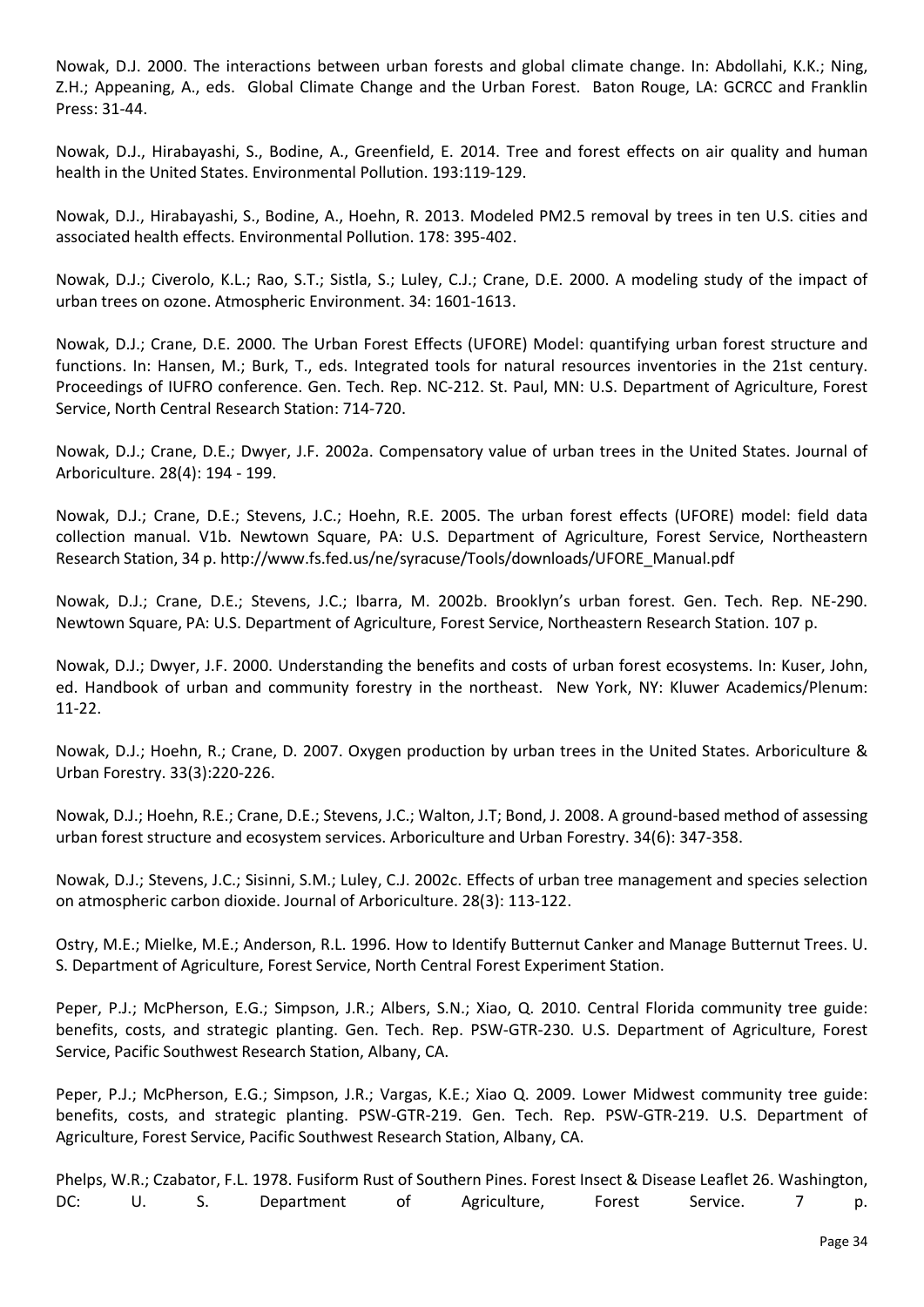Nowak, D.J. 2000. The interactions between urban forests and global climate change. In: Abdollahi, K.K.; Ning, Z.H.; Appeaning, A., eds. Global Climate Change and the Urban Forest. Baton Rouge, LA: GCRCC and Franklin Press: 31-44.

Nowak, D.J., Hirabayashi, S., Bodine, A., Greenfield, E. 2014. Tree and forest effects on air quality and human health in the United States. Environmental Pollution. 193:119-129.

Nowak, D.J., Hirabayashi, S., Bodine, A., Hoehn, R. 2013. Modeled PM2.5 removal by trees in ten U.S. cities and associated health effects. Environmental Pollution. 178: 395-402.

Nowak, D.J.; Civerolo, K.L.; Rao, S.T.; Sistla, S.; Luley, C.J.; Crane, D.E. 2000. A modeling study of the impact of urban trees on ozone. Atmospheric Environment. 34: 1601-1613.

Nowak, D.J.; Crane, D.E. 2000. The Urban Forest Effects (UFORE) Model: quantifying urban forest structure and functions. In: Hansen, M.; Burk, T., eds. Integrated tools for natural resources inventories in the 21st century. Proceedings of IUFRO conference. Gen. Tech. Rep. NC-212. St. Paul, MN: U.S. Department of Agriculture, Forest Service, North Central Research Station: 714-720.

Nowak, D.J.; Crane, D.E.; Dwyer, J.F. 2002a. Compensatory value of urban trees in the United States. Journal of Arboriculture. 28(4): 194 - 199.

Nowak, D.J.; Crane, D.E.; Stevens, J.C.; Hoehn, R.E. 2005. The urban forest effects (UFORE) model: field data collection manual. V1b. Newtown Square, PA: U.S. Department of Agriculture, Forest Service, Northeastern Research Station, 34 p. http://www.fs.fed.us/ne/syracuse/Tools/downloads/UFORE_Manual.pdf

Nowak, D.J.; Crane, D.E.; Stevens, J.C.; Ibarra, M. 2002b. Brooklyn's urban forest. Gen. Tech. Rep. NE-290. Newtown Square, PA: U.S. Department of Agriculture, Forest Service, Northeastern Research Station. 107 p.

Nowak, D.J.; Dwyer, J.F. 2000. Understanding the benefits and costs of urban forest ecosystems. In: Kuser, John, ed. Handbook of urban and community forestry in the northeast. New York, NY: Kluwer Academics/Plenum: 11-22.

Nowak, D.J.; Hoehn, R.; Crane, D. 2007. Oxygen production by urban trees in the United States. Arboriculture & Urban Forestry. 33(3):220-226.

Nowak, D.J.; Hoehn, R.E.; Crane, D.E.; Stevens, J.C.; Walton, J.T; Bond, J. 2008. A ground-based method of assessing urban forest structure and ecosystem services. Arboriculture and Urban Forestry. 34(6): 347-358.

Nowak, D.J.; Stevens, J.C.; Sisinni, S.M.; Luley, C.J. 2002c. Effects of urban tree management and species selection on atmospheric carbon dioxide. Journal of Arboriculture. 28(3): 113-122.

Ostry, M.E.; Mielke, M.E.; Anderson, R.L. 1996. How to Identify Butternut Canker and Manage Butternut Trees. U. S. Department of Agriculture, Forest Service, North Central Forest Experiment Station.

Peper, P.J.; McPherson, E.G.; Simpson, J.R.; Albers, S.N.; Xiao, Q. 2010. Central Florida community tree guide: benefits, costs, and strategic planting. Gen. Tech. Rep. PSW-GTR-230. U.S. Department of Agriculture, Forest Service, Pacific Southwest Research Station, Albany, CA.

Peper, P.J.; McPherson, E.G.; Simpson, J.R.; Vargas, K.E.; Xiao Q. 2009. Lower Midwest community tree guide: benefits, costs, and strategic planting. PSW-GTR-219. Gen. Tech. Rep. PSW-GTR-219. U.S. Department of Agriculture, Forest Service, Pacific Southwest Research Station, Albany, CA.

Phelps, W.R.; Czabator, F.L. 1978. Fusiform Rust of Southern Pines. Forest Insect & Disease Leaflet 26. Washington, DC: U. S. Department of Agriculture, Forest Service. 7 p.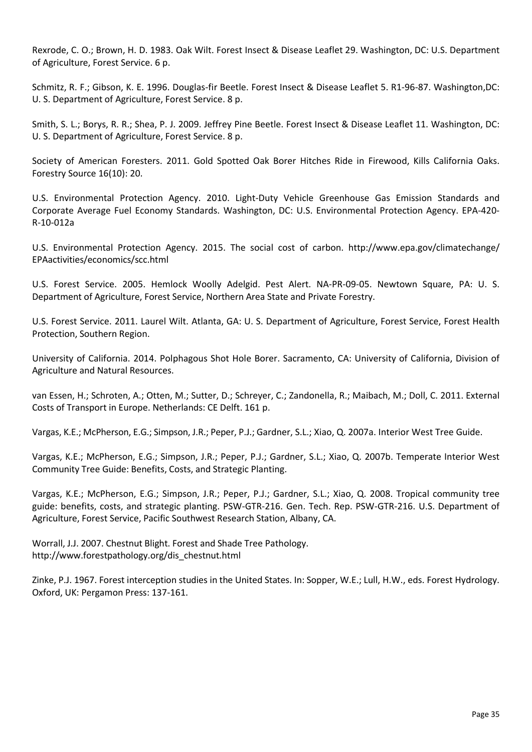Rexrode, C. O.; Brown, H. D. 1983. Oak Wilt. Forest Insect & Disease Leaflet 29. Washington, DC: U.S. Department of Agriculture, Forest Service. 6 p.

Schmitz, R. F.; Gibson, K. E. 1996. Douglas-fir Beetle. Forest Insect & Disease Leaflet 5. R1-96-87. Washington,DC: U. S. Department of Agriculture, Forest Service. 8 p.

Smith, S. L.; Borys, R. R.; Shea, P. J. 2009. Jeffrey Pine Beetle. Forest Insect & Disease Leaflet 11. Washington, DC: U. S. Department of Agriculture, Forest Service. 8 p.

Society of American Foresters. 2011. Gold Spotted Oak Borer Hitches Ride in Firewood, Kills California Oaks. Forestry Source 16(10): 20.

U.S. Environmental Protection Agency. 2010. Light-Duty Vehicle Greenhouse Gas Emission Standards and Corporate Average Fuel Economy Standards. Washington, DC: U.S. Environmental Protection Agency. EPA-420-R-10-012a

U.S. Environmental Protection Agency. 2015. The social cost of carbon. http://www.epa.gov/climatechange/EPAactivities/economics/scc.html

U.S. Forest Service. 2005. Hemlock Woolly Adelgid. Pest Alert. NA-PR-09-05. Newtown Square, PA: U. S. Department of Agriculture, Forest Service, Northern Area State and Private Forestry.

U.S. Forest Service. 2011. Laurel Wilt. Atlanta, GA: U. S. Department of Agriculture, Forest Service, Forest Health Protection, Southern Region.

University of California. 2014. Polphagous Shot Hole Borer. Sacramento, CA: University of California, Division of Agriculture and Natural Resources.

van Essen, H.; Schroten, A.; Otten, M.; Sutter, D.; Schreyer, C.; Zandonella, R.; Maibach, M.; Doll, C. 2011. External Costs of Transport in Europe. Netherlands: CE Delft. 161 p.

Vargas, K.E.; McPherson, E.G.; Simpson, J.R.; Peper, P.J.; Gardner, S.L.; Xiao, Q. 2007a. Interior West Tree Guide.

Vargas, K.E.; McPherson, E.G.; Simpson, J.R.; Peper, P.J.; Gardner, S.L.; Xiao, Q. 2007b. Temperate Interior West Community Tree Guide: Benefits, Costs, and Strategic Planting.

Vargas, K.E.; McPherson, E.G.; Simpson, J.R.; Peper, P.J.; Gardner, S.L.; Xiao, Q. 2008. Tropical community tree guide: benefits, costs, and strategic planting. PSW-GTR-216. Gen. Tech. Rep. PSW-GTR-216. U.S. Department of Agriculture, Forest Service, Pacific Southwest Research Station, Albany, CA.

Worrall, J.J. 2007. Chestnut Blight. Forest and Shade Tree Pathology. http://www.forestpathology.org/dis_chestnut.html

Zinke, P.J. 1967. Forest interception studies in the United States. In: Sopper, W.E.; Lull, H.W., eds. Forest Hydrology. Oxford, UK: Pergamon Press: 137-161.